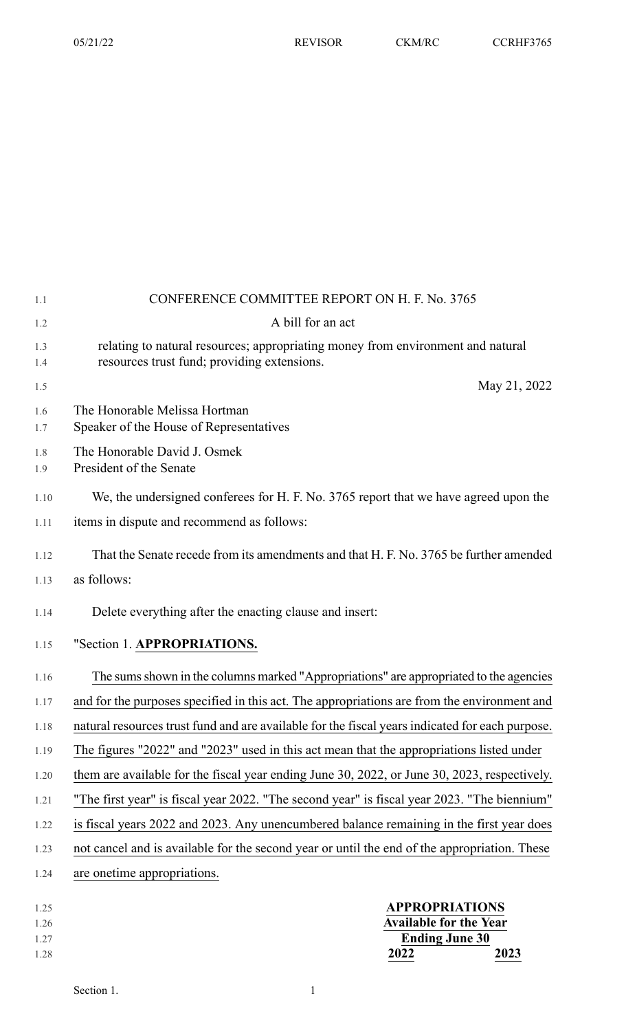CONFERENCE COMMITTEE REPORT ON H. F. No. 3765

A bill for an act

relating to natural resources; appropriating money from environment and natural resources trust fund; providing extensions.

May 21, 2022

The Honorable Melissa Hortman
Speaker of the House of Representatives

The Honorable David J. Osmek
President of the Senate

We, the undersigned conferees for H. F. No. 3765 report that we have agreed upon the items in dispute and recommend as follows:

That the Senate recede from its amendments and that H. F. No. 3765 be further amended as follows:

Delete everything after the enacting clause and insert:

"Section 1. **APPROPRIATIONS.**

The sums shown in the columns marked "Appropriations" are appropriated to the agencies and for the purposes specified in this act. The appropriations are from the environment and natural resources trust fund and are available for the fiscal years indicated for each purpose. The figures "2022" and "2023" used in this act mean that the appropriations listed under them are available for the fiscal year ending June 30, 2022, or June 30, 2023, respectively. "The first year" is fiscal year 2022. "The second year" is fiscal year 2023. "The biennium" is fiscal years 2022 and 2023. Any unencumbered balance remaining in the first year does not cancel and is available for the second year or until the end of the appropriation. These are onetime appropriations.

| | APPROPRIATIONS | |
|---|---|---|
| | Available for the Year Ending June 30 | |
| | 2022 | 2023 |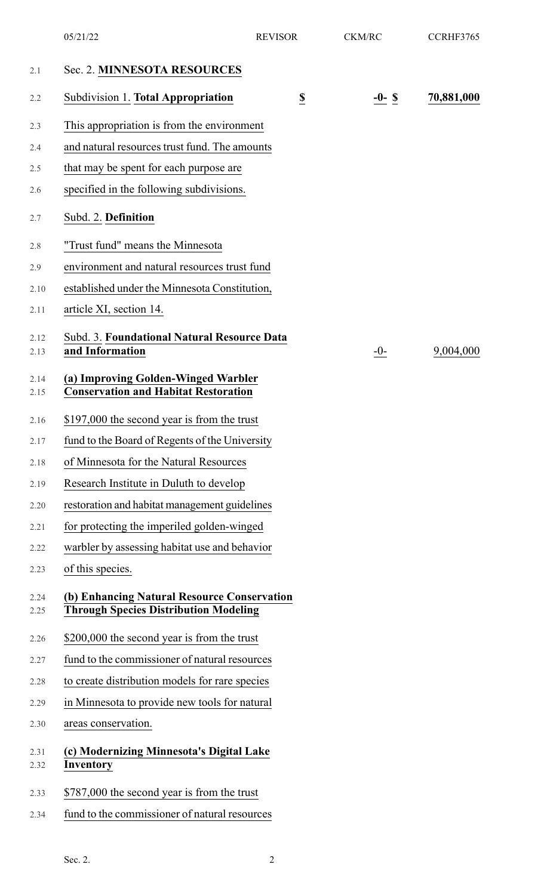Sec. 2. **MINNESOTA RESOURCES**

| | | | |
|---|---|---|---|
| Subdivision 1. **Total Appropriation** | **$** | **-0-** **$** | **70,881,000** |

This appropriation is from the environment and natural resources trust fund. The amounts that may be spent for each purpose are specified in the following subdivisions.

Subd. 2. **Definition**

"Trust fund" means the Minnesota environment and natural resources trust fund established under the Minnesota Constitution, article XI, section 14.

| | | |
|---|---|---|
| Subd. 3. **Foundational Natural Resource Data and Information** | -0- | 9,004,000 |

**(a) Improving Golden-Winged Warbler Conservation and Habitat Restoration**

$197,000 the second year is from the trust fund to the Board of Regents of the University of Minnesota for the Natural Resources Research Institute in Duluth to develop restoration and habitat management guidelines for protecting the imperiled golden-winged warbler by assessing habitat use and behavior of this species.

**(b) Enhancing Natural Resource Conservation Through Species Distribution Modeling**

$200,000 the second year is from the trust fund to the commissioner of natural resources to create distribution models for rare species in Minnesota to provide new tools for natural areas conservation.

**(c) Modernizing Minnesota's Digital Lake Inventory**

$787,000 the second year is from the trust fund to the commissioner of natural resources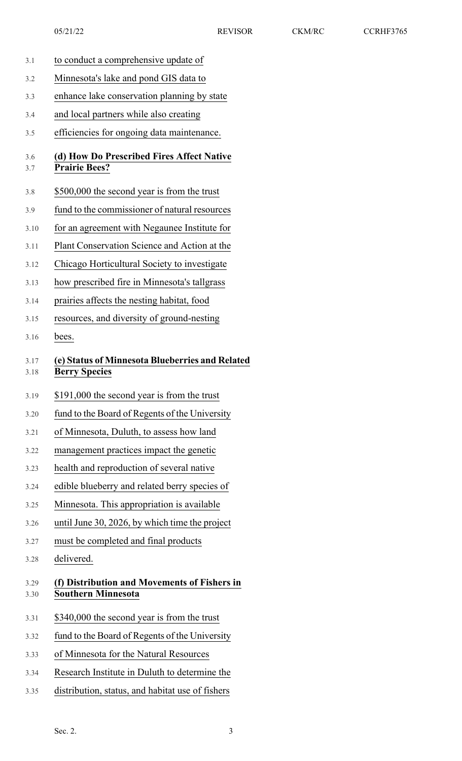to conduct a comprehensive update of Minnesota's lake and pond GIS data to enhance lake conservation planning by state and local partners while also creating efficiencies for ongoing data maintenance.

**(d) How Do Prescribed Fires Affect Native Prairie Bees?**

$500,000 the second year is from the trust fund to the commissioner of natural resources for an agreement with Negaunee Institute for Plant Conservation Science and Action at the Chicago Horticultural Society to investigate how prescribed fire in Minnesota's tallgrass prairies affects the nesting habitat, food resources, and diversity of ground-nesting bees.

**(e) Status of Minnesota Blueberries and Related Berry Species**

$191,000 the second year is from the trust fund to the Board of Regents of the University of Minnesota, Duluth, to assess how land management practices impact the genetic health and reproduction of several native edible blueberry and related berry species of Minnesota. This appropriation is available until June 30, 2026, by which time the project must be completed and final products delivered.

**(f) Distribution and Movements of Fishers in Southern Minnesota**

$340,000 the second year is from the trust fund to the Board of Regents of the University of Minnesota for the Natural Resources Research Institute in Duluth to determine the distribution, status, and habitat use of fishers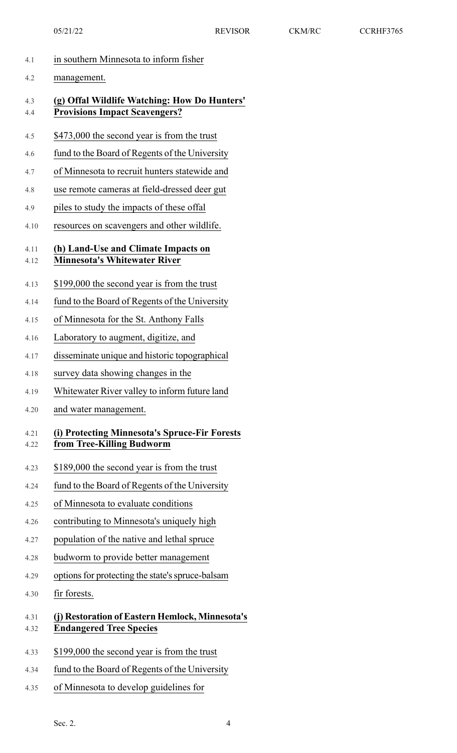in southern Minnesota to inform fisher management.

**(g) Offal Wildlife Watching: How Do Hunters' Provisions Impact Scavengers?**

$473,000 the second year is from the trust fund to the Board of Regents of the University of Minnesota to recruit hunters statewide and use remote cameras at field-dressed deer gut piles to study the impacts of these offal resources on scavengers and other wildlife.

**(h) Land-Use and Climate Impacts on Minnesota's Whitewater River**

$199,000 the second year is from the trust fund to the Board of Regents of the University of Minnesota for the St. Anthony Falls Laboratory to augment, digitize, and disseminate unique and historic topographical survey data showing changes in the Whitewater River valley to inform future land and water management.

**(i) Protecting Minnesota's Spruce-Fir Forests from Tree-Killing Budworm**

$189,000 the second year is from the trust fund to the Board of Regents of the University of Minnesota to evaluate conditions contributing to Minnesota's uniquely high population of the native and lethal spruce budworm to provide better management options for protecting the state's spruce-balsam fir forests.

**(j) Restoration of Eastern Hemlock, Minnesota's Endangered Tree Species**

$199,000 the second year is from the trust fund to the Board of Regents of the University of Minnesota to develop guidelines for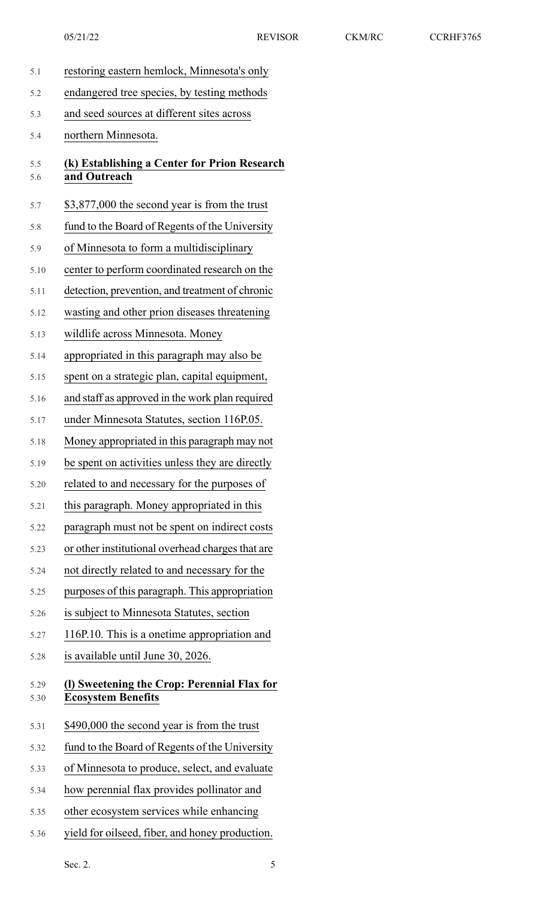restoring eastern hemlock, Minnesota's only endangered tree species, by testing methods and seed sources at different sites across northern Minnesota.

**(k) Establishing a Center for Prion Research and Outreach**

$3,877,000 the second year is from the trust fund to the Board of Regents of the University of Minnesota to form a multidisciplinary center to perform coordinated research on the detection, prevention, and treatment of chronic wasting and other prion diseases threatening wildlife across Minnesota. Money appropriated in this paragraph may also be spent on a strategic plan, capital equipment, and staff as approved in the work plan required under Minnesota Statutes, section 116P.05. Money appropriated in this paragraph may not be spent on activities unless they are directly related to and necessary for the purposes of this paragraph. Money appropriated in this paragraph must not be spent on indirect costs or other institutional overhead charges that are not directly related to and necessary for the purposes of this paragraph. This appropriation is subject to Minnesota Statutes, section 116P.10. This is a onetime appropriation and is available until June 30, 2026.

**(l) Sweetening the Crop: Perennial Flax for Ecosystem Benefits**

$490,000 the second year is from the trust fund to the Board of Regents of the University of Minnesota to produce, select, and evaluate how perennial flax provides pollinator and other ecosystem services while enhancing yield for oilseed, fiber, and honey production.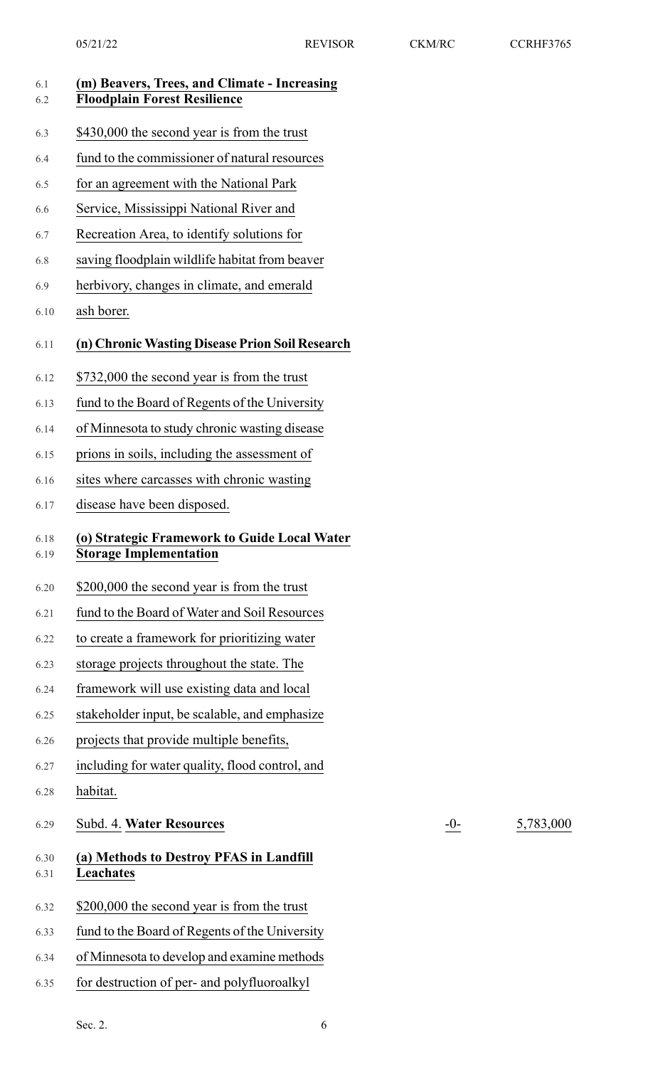**(m) Beavers, Trees, and Climate - Increasing Floodplain Forest Resilience**

$430,000 the second year is from the trust fund to the commissioner of natural resources for an agreement with the National Park Service, Mississippi National River and Recreation Area, to identify solutions for saving floodplain wildlife habitat from beaver herbivory, changes in climate, and emerald ash borer.

**(n) Chronic Wasting Disease Prion Soil Research**

$732,000 the second year is from the trust fund to the Board of Regents of the University of Minnesota to study chronic wasting disease prions in soils, including the assessment of sites where carcasses with chronic wasting disease have been disposed.

**(o) Strategic Framework to Guide Local Water Storage Implementation**

$200,000 the second year is from the trust fund to the Board of Water and Soil Resources to create a framework for prioritizing water storage projects throughout the state. The framework will use existing data and local stakeholder input, be scalable, and emphasize projects that provide multiple benefits, including for water quality, flood control, and habitat.

| Subd. 4. **Water Resources** | -0- | 5,783,000 |
|---|---|---|

**(a) Methods to Destroy PFAS in Landfill Leachates**

$200,000 the second year is from the trust fund to the Board of Regents of the University of Minnesota to develop and examine methods for destruction of per- and polyfluoroalkyl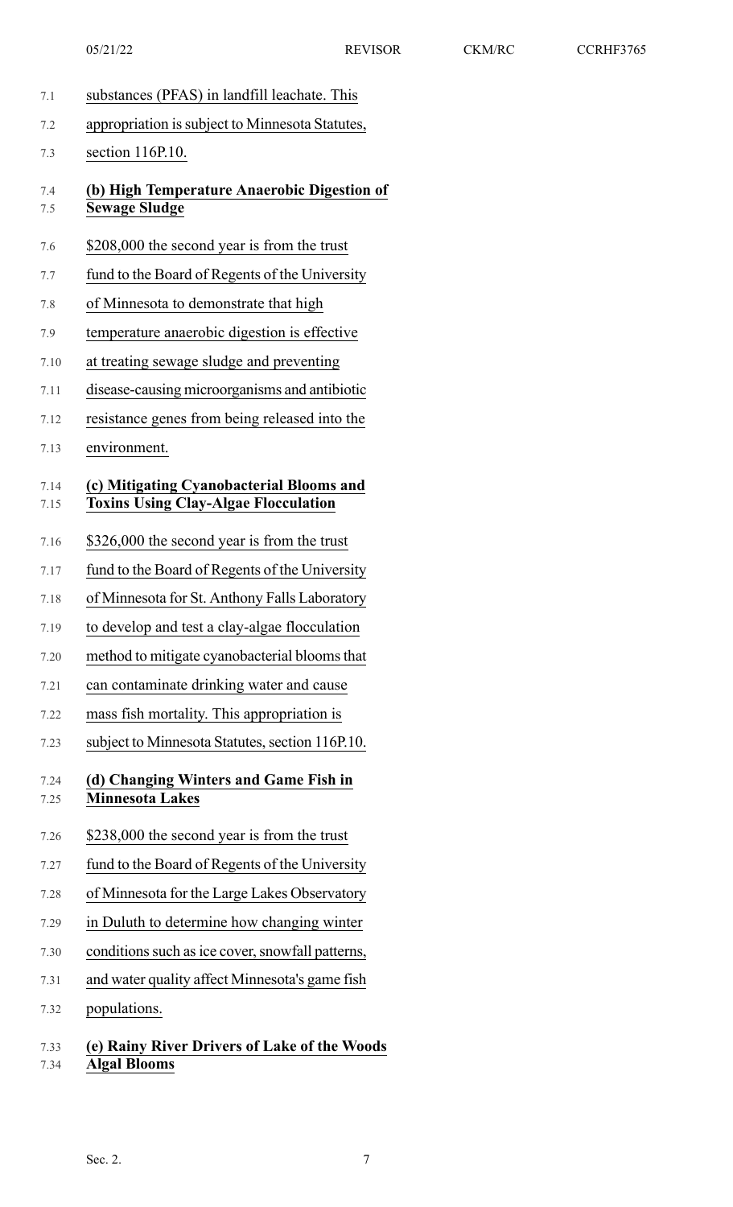substances (PFAS) in landfill leachate. This appropriation is subject to Minnesota Statutes, section 116P.10.

**(b) High Temperature Anaerobic Digestion of Sewage Sludge**

$208,000 the second year is from the trust fund to the Board of Regents of the University of Minnesota to demonstrate that high temperature anaerobic digestion is effective at treating sewage sludge and preventing disease-causing microorganisms and antibiotic resistance genes from being released into the environment.

**(c) Mitigating Cyanobacterial Blooms and Toxins Using Clay-Algae Flocculation**

$326,000 the second year is from the trust fund to the Board of Regents of the University of Minnesota for St. Anthony Falls Laboratory to develop and test a clay-algae flocculation method to mitigate cyanobacterial blooms that can contaminate drinking water and cause mass fish mortality. This appropriation is subject to Minnesota Statutes, section 116P.10.

**(d) Changing Winters and Game Fish in Minnesota Lakes**

$238,000 the second year is from the trust fund to the Board of Regents of the University of Minnesota for the Large Lakes Observatory in Duluth to determine how changing winter conditions such as ice cover, snowfall patterns, and water quality affect Minnesota's game fish populations.

**(e) Rainy River Drivers of Lake of the Woods Algal Blooms**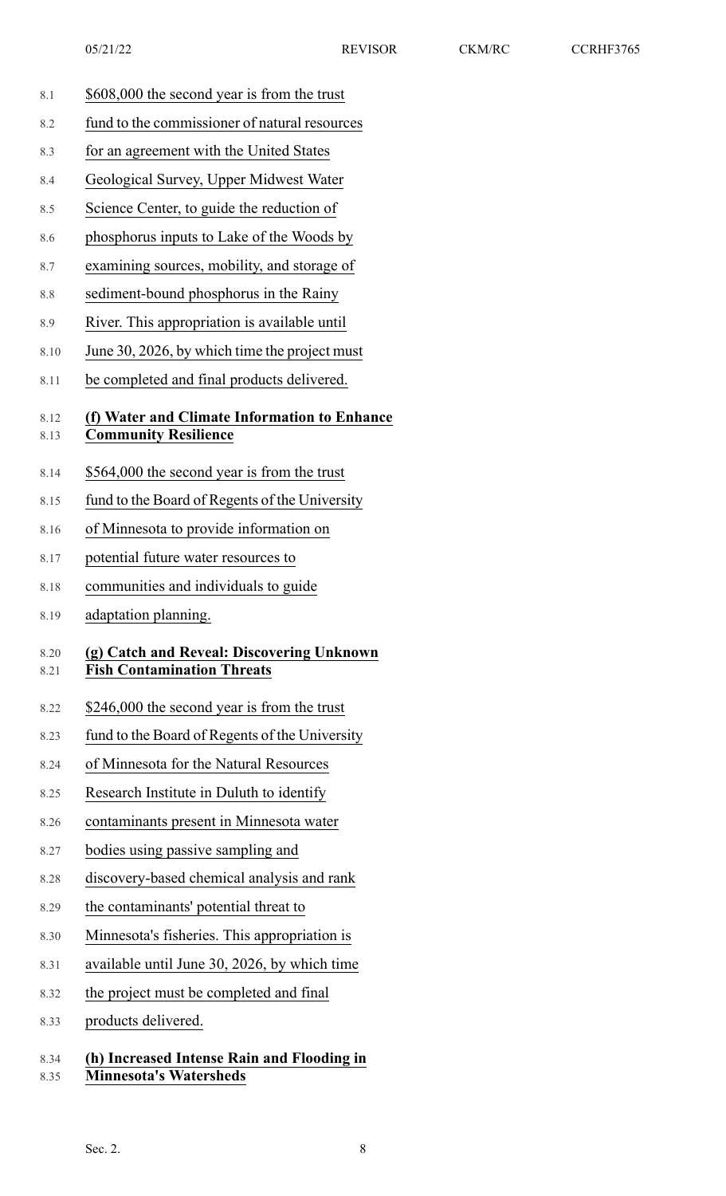$608,000 the second year is from the trust fund to the commissioner of natural resources for an agreement with the United States Geological Survey, Upper Midwest Water Science Center, to guide the reduction of phosphorus inputs to Lake of the Woods by examining sources, mobility, and storage of sediment-bound phosphorus in the Rainy River. This appropriation is available until June 30, 2026, by which time the project must be completed and final products delivered.

**(f) Water and Climate Information to Enhance Community Resilience**

$564,000 the second year is from the trust fund to the Board of Regents of the University of Minnesota to provide information on potential future water resources to communities and individuals to guide adaptation planning.

**(g) Catch and Reveal: Discovering Unknown Fish Contamination Threats**

$246,000 the second year is from the trust fund to the Board of Regents of the University of Minnesota for the Natural Resources Research Institute in Duluth to identify contaminants present in Minnesota water bodies using passive sampling and discovery-based chemical analysis and rank the contaminants' potential threat to Minnesota's fisheries. This appropriation is available until June 30, 2026, by which time the project must be completed and final products delivered.

**(h) Increased Intense Rain and Flooding in Minnesota's Watersheds**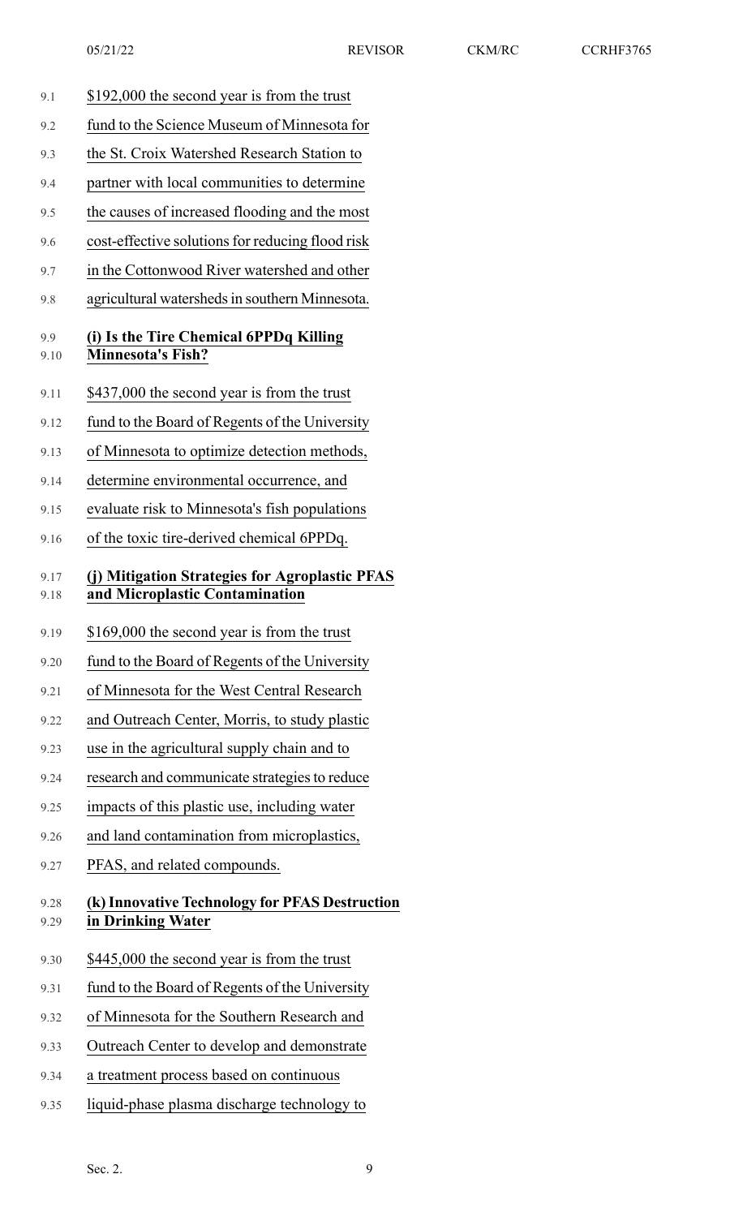$192,000 the second year is from the trust fund to the Science Museum of Minnesota for the St. Croix Watershed Research Station to partner with local communities to determine the causes of increased flooding and the most cost-effective solutions for reducing flood risk in the Cottonwood River watershed and other agricultural watersheds in southern Minnesota.

**(i) Is the Tire Chemical 6PPDq Killing Minnesota's Fish?**

$437,000 the second year is from the trust fund to the Board of Regents of the University of Minnesota to optimize detection methods, determine environmental occurrence, and evaluate risk to Minnesota's fish populations of the toxic tire-derived chemical 6PPDq.

**(j) Mitigation Strategies for Agroplastic PFAS and Microplastic Contamination**

$169,000 the second year is from the trust fund to the Board of Regents of the University of Minnesota for the West Central Research and Outreach Center, Morris, to study plastic use in the agricultural supply chain and to research and communicate strategies to reduce impacts of this plastic use, including water and land contamination from microplastics, PFAS, and related compounds.

**(k) Innovative Technology for PFAS Destruction in Drinking Water**

$445,000 the second year is from the trust fund to the Board of Regents of the University of Minnesota for the Southern Research and Outreach Center to develop and demonstrate a treatment process based on continuous liquid-phase plasma discharge technology to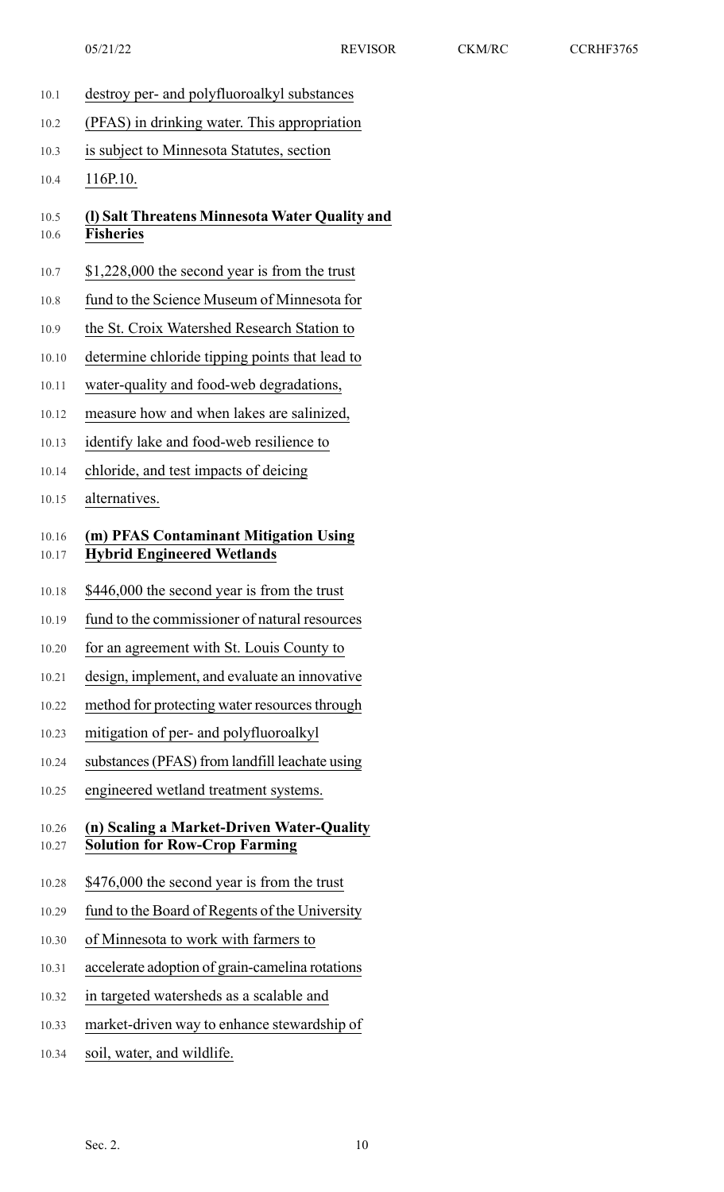destroy per- and polyfluoroalkyl substances (PFAS) in drinking water. This appropriation is subject to Minnesota Statutes, section 116P.10.

**(l) Salt Threatens Minnesota Water Quality and Fisheries**

$1,228,000 the second year is from the trust fund to the Science Museum of Minnesota for the St. Croix Watershed Research Station to determine chloride tipping points that lead to water-quality and food-web degradations, measure how and when lakes are salinized, identify lake and food-web resilience to chloride, and test impacts of deicing alternatives.

**(m) PFAS Contaminant Mitigation Using Hybrid Engineered Wetlands**

$446,000 the second year is from the trust fund to the commissioner of natural resources for an agreement with St. Louis County to design, implement, and evaluate an innovative method for protecting water resources through mitigation of per- and polyfluoroalkyl substances (PFAS) from landfill leachate using engineered wetland treatment systems.

**(n) Scaling a Market-Driven Water-Quality Solution for Row-Crop Farming**

$476,000 the second year is from the trust fund to the Board of Regents of the University of Minnesota to work with farmers to accelerate adoption of grain-camelina rotations in targeted watersheds as a scalable and market-driven way to enhance stewardship of soil, water, and wildlife.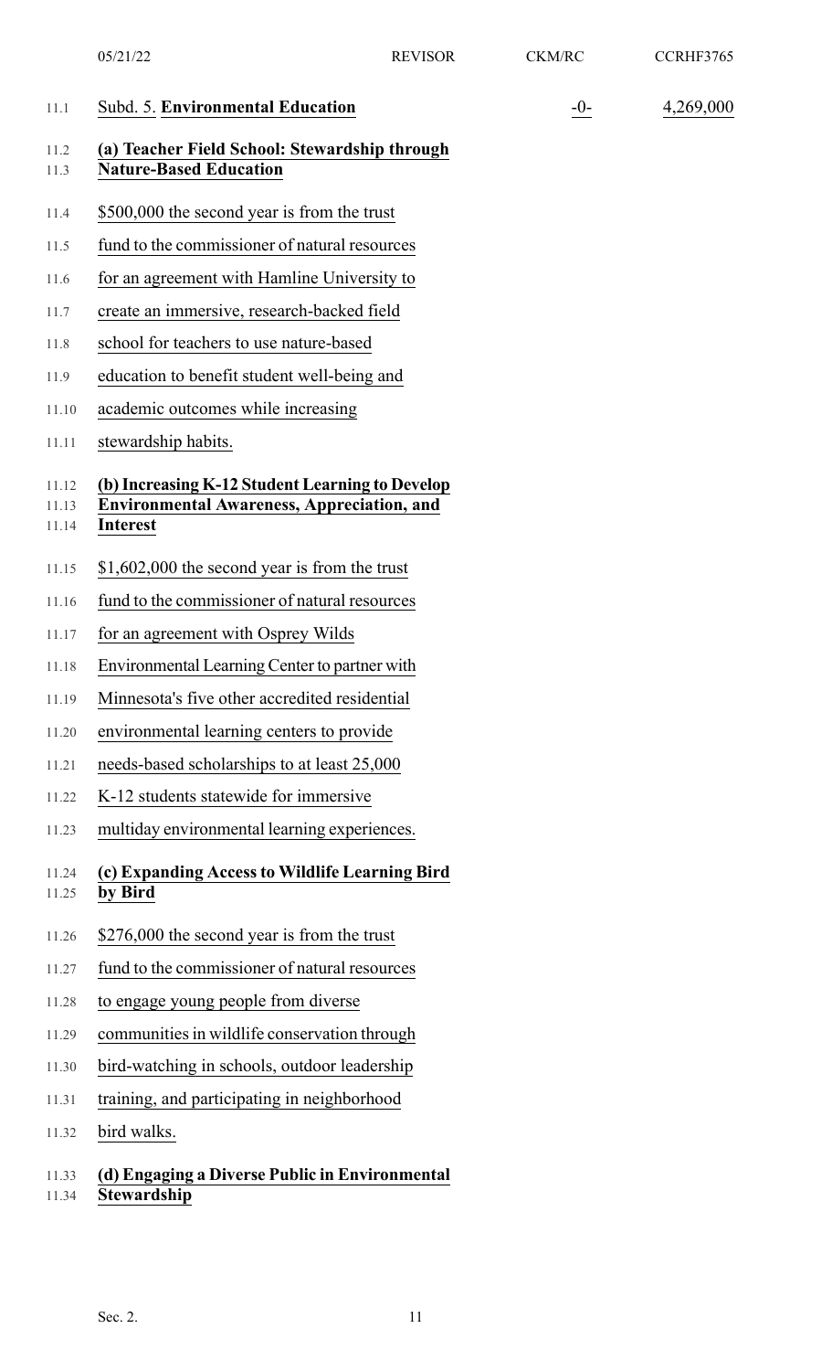| Subd. 5. **Environmental Education** | -0- | 4,269,000 |
|---|---|---|

**(a) Teacher Field School: Stewardship through Nature-Based Education**

\$500,000 the second year is from the trust fund to the commissioner of natural resources for an agreement with Hamline University to create an immersive, research-backed field school for teachers to use nature-based education to benefit student well-being and academic outcomes while increasing stewardship habits.

**(b) Increasing K-12 Student Learning to Develop Environmental Awareness, Appreciation, and Interest**

\$1,602,000 the second year is from the trust fund to the commissioner of natural resources for an agreement with Osprey Wilds Environmental Learning Center to partner with Minnesota's five other accredited residential environmental learning centers to provide needs-based scholarships to at least 25,000 K-12 students statewide for immersive multiday environmental learning experiences.

**(c) Expanding Access to Wildlife Learning Bird by Bird**

\$276,000 the second year is from the trust fund to the commissioner of natural resources to engage young people from diverse communities in wildlife conservation through bird-watching in schools, outdoor leadership training, and participating in neighborhood bird walks.

**(d) Engaging a Diverse Public in Environmental Stewardship**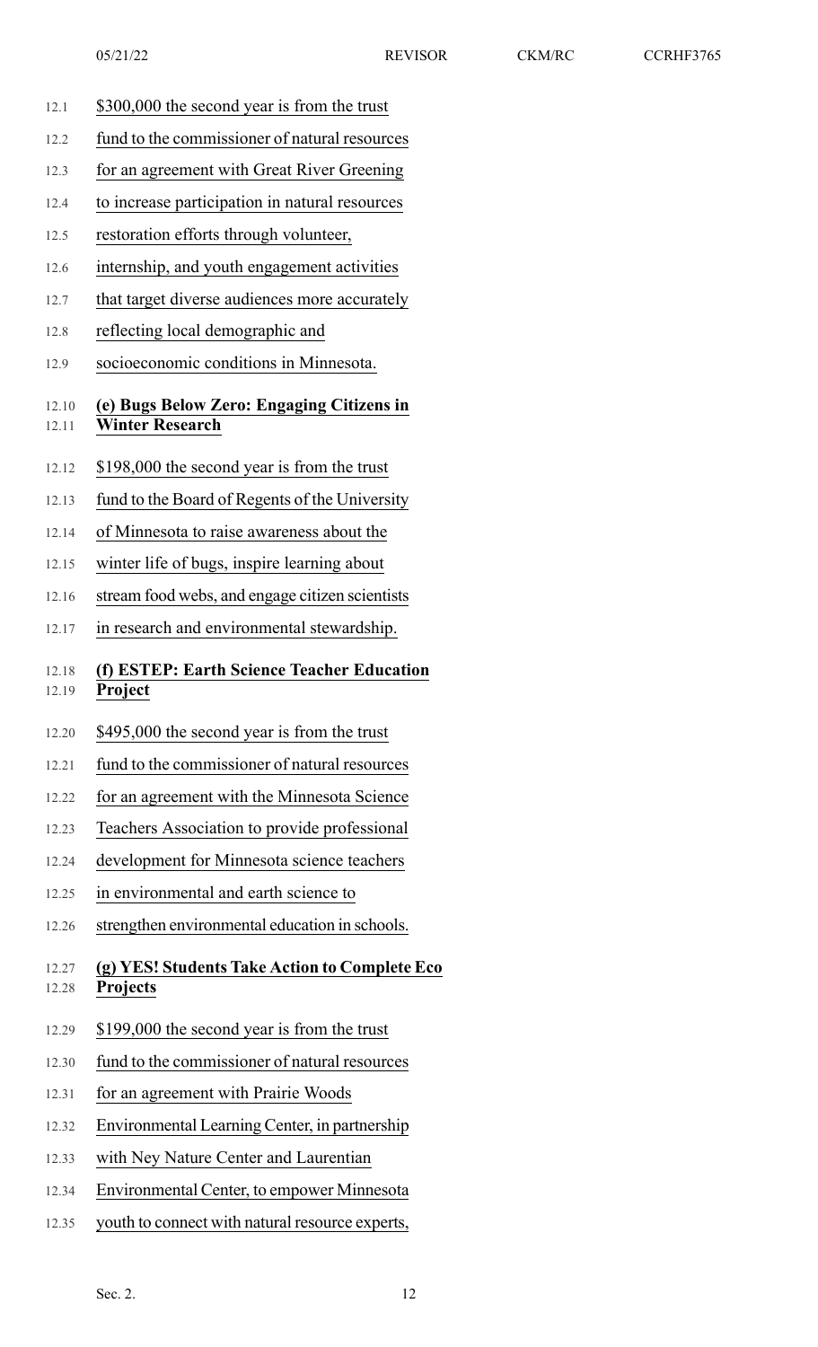$300,000 the second year is from the trust fund to the commissioner of natural resources for an agreement with Great River Greening to increase participation in natural resources restoration efforts through volunteer, internship, and youth engagement activities that target diverse audiences more accurately reflecting local demographic and socioeconomic conditions in Minnesota.

**(e) Bugs Below Zero: Engaging Citizens in Winter Research**

$198,000 the second year is from the trust fund to the Board of Regents of the University of Minnesota to raise awareness about the winter life of bugs, inspire learning about stream food webs, and engage citizen scientists in research and environmental stewardship.

**(f) ESTEP: Earth Science Teacher Education Project**

$495,000 the second year is from the trust fund to the commissioner of natural resources for an agreement with the Minnesota Science Teachers Association to provide professional development for Minnesota science teachers in environmental and earth science to strengthen environmental education in schools.

**(g) YES! Students Take Action to Complete Eco Projects**

$199,000 the second year is from the trust fund to the commissioner of natural resources for an agreement with Prairie Woods Environmental Learning Center, in partnership with Ney Nature Center and Laurentian Environmental Center, to empower Minnesota youth to connect with natural resource experts,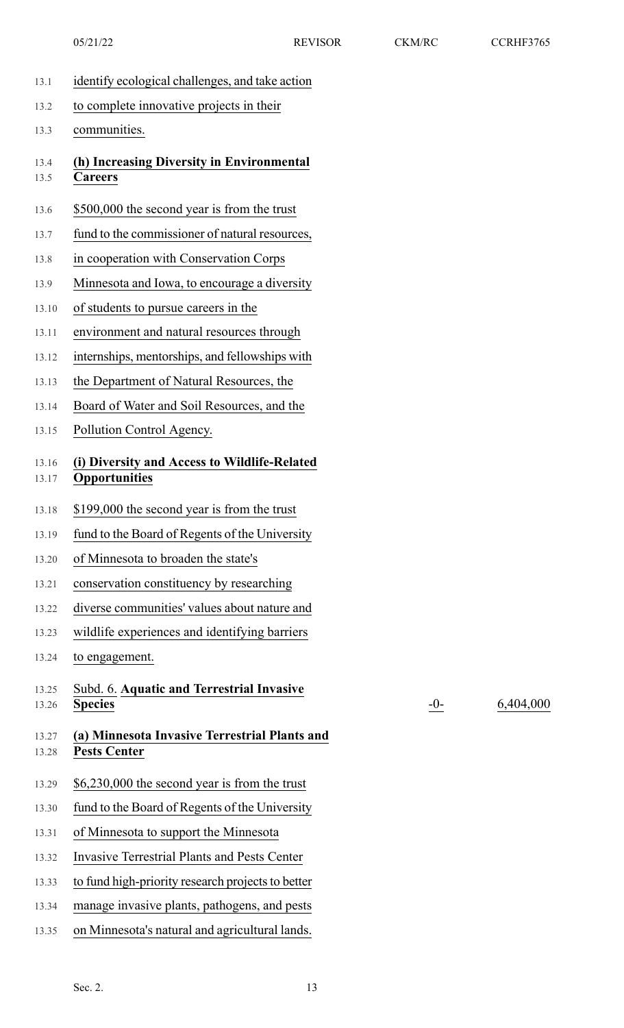identify ecological challenges, and take action to complete innovative projects in their communities.

**(h) Increasing Diversity in Environmental Careers**

$500,000 the second year is from the trust fund to the commissioner of natural resources, in cooperation with Conservation Corps Minnesota and Iowa, to encourage a diversity of students to pursue careers in the environment and natural resources through internships, mentorships, and fellowships with the Department of Natural Resources, the Board of Water and Soil Resources, and the Pollution Control Agency.

**(i) Diversity and Access to Wildlife-Related Opportunities**

$199,000 the second year is from the trust fund to the Board of Regents of the University of Minnesota to broaden the state's conservation constituency by researching diverse communities' values about nature and wildlife experiences and identifying barriers to engagement.

| Subd. 6. **Aquatic and Terrestrial Invasive Species** | -0- | 6,404,000 |
|---|---|---|

**(a) Minnesota Invasive Terrestrial Plants and Pests Center**

$6,230,000 the second year is from the trust fund to the Board of Regents of the University of Minnesota to support the Minnesota Invasive Terrestrial Plants and Pests Center to fund high-priority research projects to better manage invasive plants, pathogens, and pests on Minnesota's natural and agricultural lands.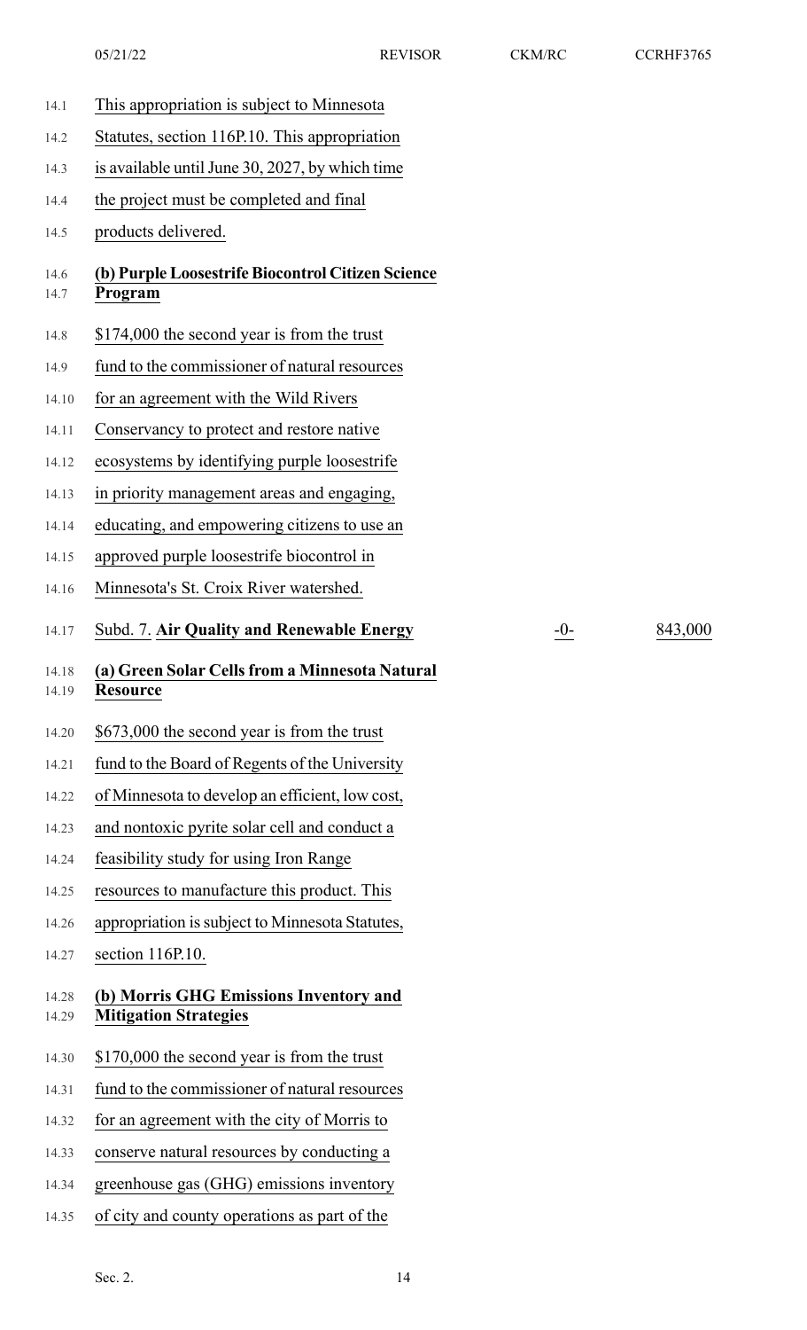This appropriation is subject to Minnesota Statutes, section 116P.10. This appropriation is available until June 30, 2027, by which time the project must be completed and final products delivered.

**(b) Purple Loosestrife Biocontrol Citizen Science Program**

$174,000 the second year is from the trust fund to the commissioner of natural resources for an agreement with the Wild Rivers Conservancy to protect and restore native ecosystems by identifying purple loosestrife in priority management areas and engaging, educating, and empowering citizens to use an approved purple loosestrife biocontrol in Minnesota's St. Croix River watershed.

| Subd. 7. **Air Quality and Renewable Energy** | -0- | 843,000 |
|---|---|---|

**(a) Green Solar Cells from a Minnesota Natural Resource**

$673,000 the second year is from the trust fund to the Board of Regents of the University of Minnesota to develop an efficient, low cost, and nontoxic pyrite solar cell and conduct a feasibility study for using Iron Range resources to manufacture this product. This appropriation is subject to Minnesota Statutes, section 116P.10.

**(b) Morris GHG Emissions Inventory and Mitigation Strategies**

$170,000 the second year is from the trust fund to the commissioner of natural resources for an agreement with the city of Morris to conserve natural resources by conducting a greenhouse gas (GHG) emissions inventory of city and county operations as part of the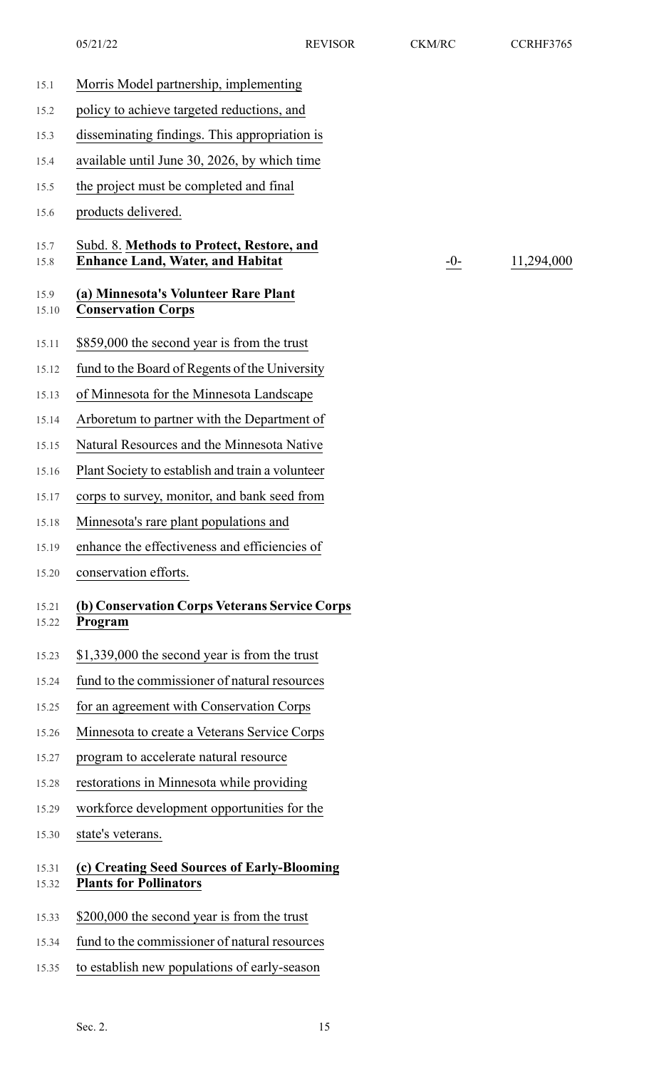Morris Model partnership, implementing policy to achieve targeted reductions, and disseminating findings. This appropriation is available until June 30, 2026, by which time the project must be completed and final products delivered.

| Subd. 8. **Methods to Protect, Restore, and Enhance Land, Water, and Habitat** | -0- | 11,294,000 |
|---|---|---|

**(a) Minnesota's Volunteer Rare Plant Conservation Corps**

$859,000 the second year is from the trust fund to the Board of Regents of the University of Minnesota for the Minnesota Landscape Arboretum to partner with the Department of Natural Resources and the Minnesota Native Plant Society to establish and train a volunteer corps to survey, monitor, and bank seed from Minnesota's rare plant populations and enhance the effectiveness and efficiencies of conservation efforts.

**(b) Conservation Corps Veterans Service Corps Program**

$1,339,000 the second year is from the trust fund to the commissioner of natural resources for an agreement with Conservation Corps Minnesota to create a Veterans Service Corps program to accelerate natural resource restorations in Minnesota while providing workforce development opportunities for the state's veterans.

**(c) Creating Seed Sources of Early-Blooming Plants for Pollinators**

$200,000 the second year is from the trust fund to the commissioner of natural resources to establish new populations of early-season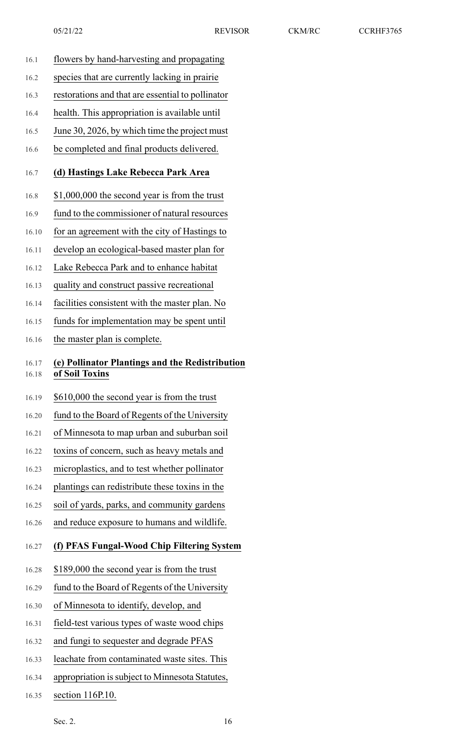flowers by hand-harvesting and propagating species that are currently lacking in prairie restorations and that are essential to pollinator health. This appropriation is available until June 30, 2026, by which time the project must be completed and final products delivered.

**(d) Hastings Lake Rebecca Park Area**

$1,000,000 the second year is from the trust fund to the commissioner of natural resources for an agreement with the city of Hastings to develop an ecological-based master plan for Lake Rebecca Park and to enhance habitat quality and construct passive recreational facilities consistent with the master plan. No funds for implementation may be spent until the master plan is complete.

**(e) Pollinator Plantings and the Redistribution of Soil Toxins**

$610,000 the second year is from the trust fund to the Board of Regents of the University of Minnesota to map urban and suburban soil toxins of concern, such as heavy metals and microplastics, and to test whether pollinator plantings can redistribute these toxins in the soil of yards, parks, and community gardens and reduce exposure to humans and wildlife.

**(f) PFAS Fungal-Wood Chip Filtering System**

$189,000 the second year is from the trust fund to the Board of Regents of the University of Minnesota to identify, develop, and field-test various types of waste wood chips and fungi to sequester and degrade PFAS leachate from contaminated waste sites. This appropriation is subject to Minnesota Statutes, section 116P.10.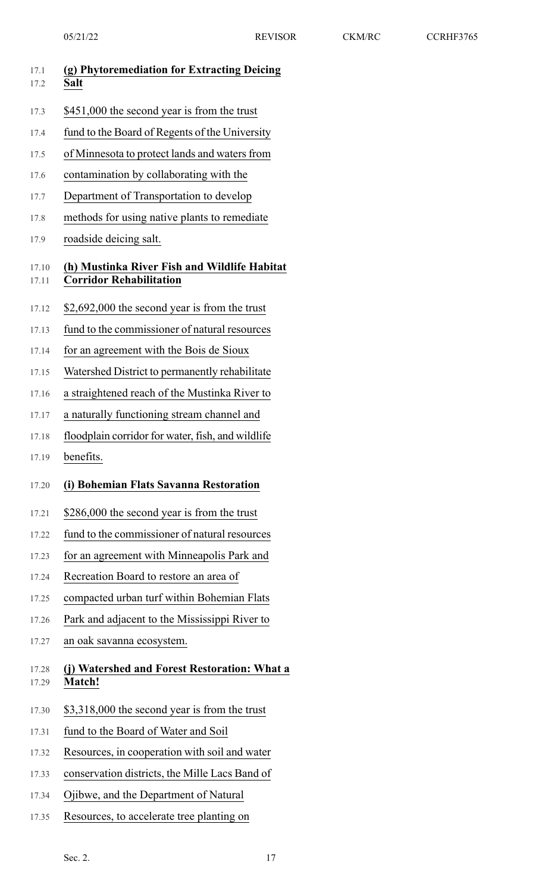**(g) Phytoremediation for Extracting Deicing Salt**

$451,000 the second year is from the trust fund to the Board of Regents of the University of Minnesota to protect lands and waters from contamination by collaborating with the Department of Transportation to develop methods for using native plants to remediate roadside deicing salt.

**(h) Mustinka River Fish and Wildlife Habitat Corridor Rehabilitation**

$2,692,000 the second year is from the trust fund to the commissioner of natural resources for an agreement with the Bois de Sioux Watershed District to permanently rehabilitate a straightened reach of the Mustinka River to a naturally functioning stream channel and floodplain corridor for water, fish, and wildlife benefits.

**(i) Bohemian Flats Savanna Restoration**

$286,000 the second year is from the trust fund to the commissioner of natural resources for an agreement with Minneapolis Park and Recreation Board to restore an area of compacted urban turf within Bohemian Flats Park and adjacent to the Mississippi River to an oak savanna ecosystem.

**(j) Watershed and Forest Restoration: What a Match!**

$3,318,000 the second year is from the trust fund to the Board of Water and Soil Resources, in cooperation with soil and water conservation districts, the Mille Lacs Band of Ojibwe, and the Department of Natural Resources, to accelerate tree planting on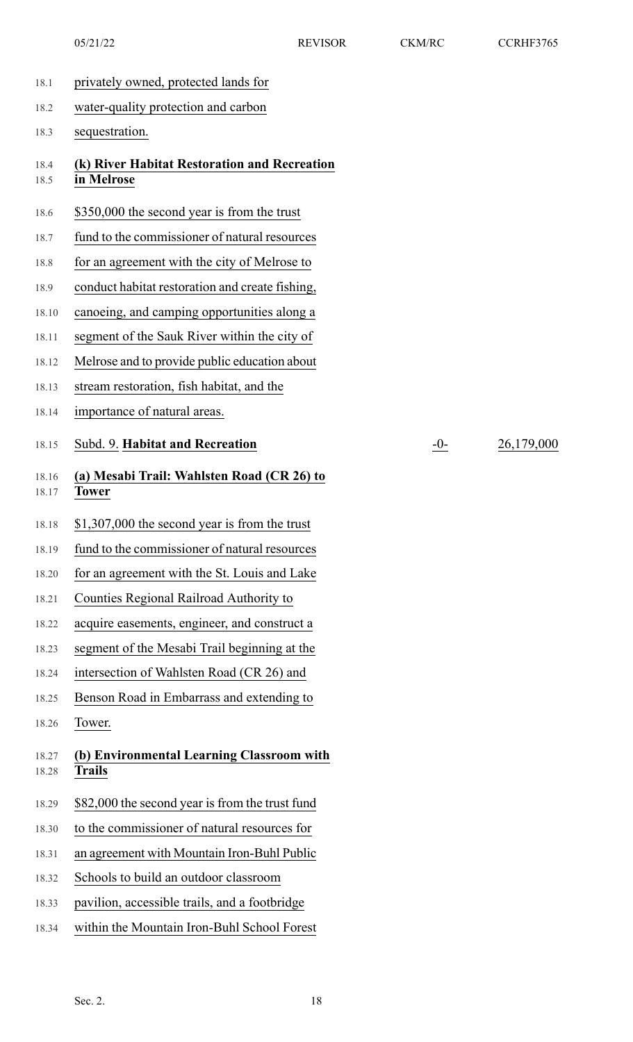privately owned, protected lands for water-quality protection and carbon sequestration.

**(k) River Habitat Restoration and Recreation in Melrose**

$350,000 the second year is from the trust fund to the commissioner of natural resources for an agreement with the city of Melrose to conduct habitat restoration and create fishing, canoeing, and camping opportunities along a segment of the Sauk River within the city of Melrose and to provide public education about stream restoration, fish habitat, and the importance of natural areas.

| Subd. 9. **Habitat and Recreation** | -0- | 26,179,000 |
|---|---|---|

**(a) Mesabi Trail: Wahlsten Road (CR 26) to Tower**

$1,307,000 the second year is from the trust fund to the commissioner of natural resources for an agreement with the St. Louis and Lake Counties Regional Railroad Authority to acquire easements, engineer, and construct a segment of the Mesabi Trail beginning at the intersection of Wahlsten Road (CR 26) and Benson Road in Embarrass and extending to Tower.

**(b) Environmental Learning Classroom with Trails**

$82,000 the second year is from the trust fund to the commissioner of natural resources for an agreement with Mountain Iron-Buhl Public Schools to build an outdoor classroom pavilion, accessible trails, and a footbridge within the Mountain Iron-Buhl School Forest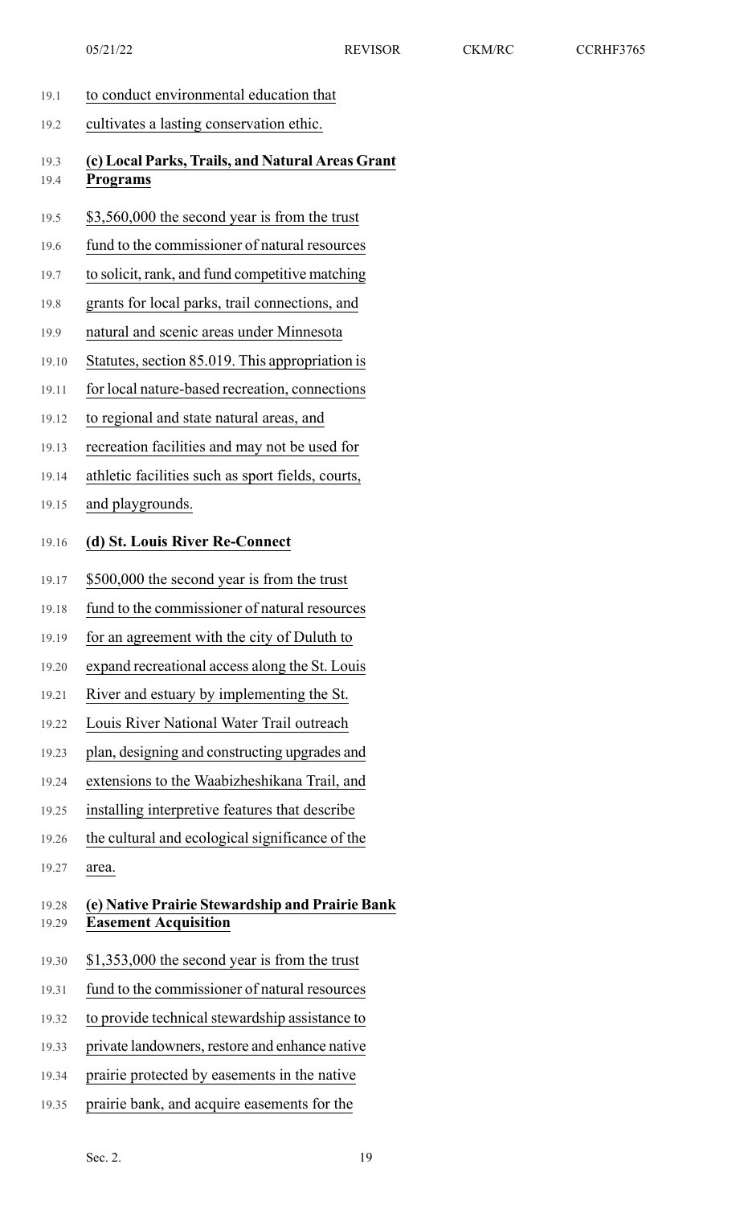to conduct environmental education that cultivates a lasting conservation ethic.

**(c) Local Parks, Trails, and Natural Areas Grant Programs**

$3,560,000 the second year is from the trust fund to the commissioner of natural resources to solicit, rank, and fund competitive matching grants for local parks, trail connections, and natural and scenic areas under Minnesota Statutes, section 85.019. This appropriation is for local nature-based recreation, connections to regional and state natural areas, and recreation facilities and may not be used for athletic facilities such as sport fields, courts, and playgrounds.

**(d) St. Louis River Re-Connect**

$500,000 the second year is from the trust fund to the commissioner of natural resources for an agreement with the city of Duluth to expand recreational access along the St. Louis River and estuary by implementing the St. Louis River National Water Trail outreach plan, designing and constructing upgrades and extensions to the Waabizheshikana Trail, and installing interpretive features that describe the cultural and ecological significance of the area.

**(e) Native Prairie Stewardship and Prairie Bank Easement Acquisition**

$1,353,000 the second year is from the trust fund to the commissioner of natural resources to provide technical stewardship assistance to private landowners, restore and enhance native prairie protected by easements in the native prairie bank, and acquire easements for the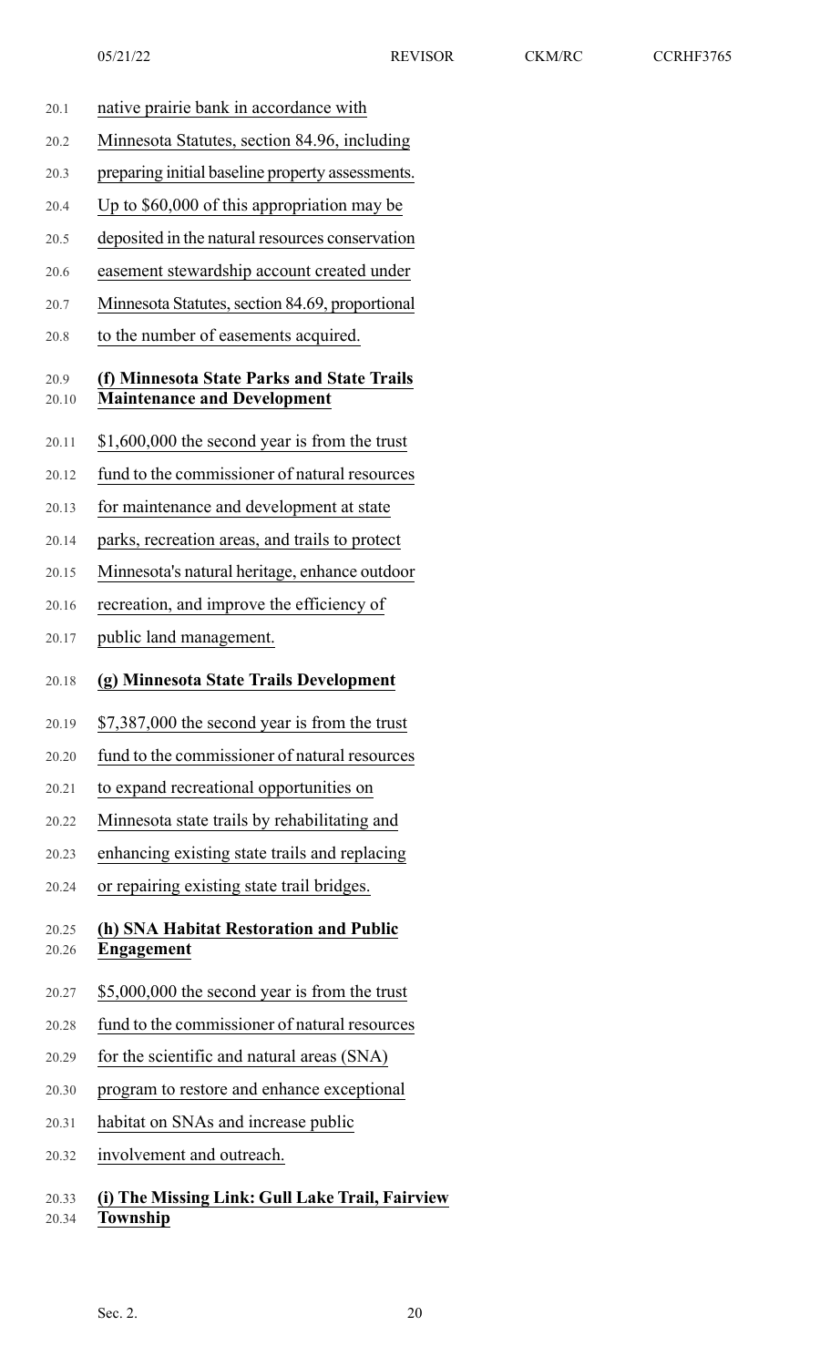native prairie bank in accordance with Minnesota Statutes, section 84.96, including preparing initial baseline property assessments. Up to $60,000 of this appropriation may be deposited in the natural resources conservation easement stewardship account created under Minnesota Statutes, section 84.69, proportional to the number of easements acquired.

**(f) Minnesota State Parks and State Trails Maintenance and Development**

$1,600,000 the second year is from the trust fund to the commissioner of natural resources for maintenance and development at state parks, recreation areas, and trails to protect Minnesota's natural heritage, enhance outdoor recreation, and improve the efficiency of public land management.

**(g) Minnesota State Trails Development**

$7,387,000 the second year is from the trust fund to the commissioner of natural resources to expand recreational opportunities on Minnesota state trails by rehabilitating and enhancing existing state trails and replacing or repairing existing state trail bridges.

**(h) SNA Habitat Restoration and Public Engagement**

$5,000,000 the second year is from the trust fund to the commissioner of natural resources for the scientific and natural areas (SNA) program to restore and enhance exceptional habitat on SNAs and increase public involvement and outreach.

**(i) The Missing Link: Gull Lake Trail, Fairview Township**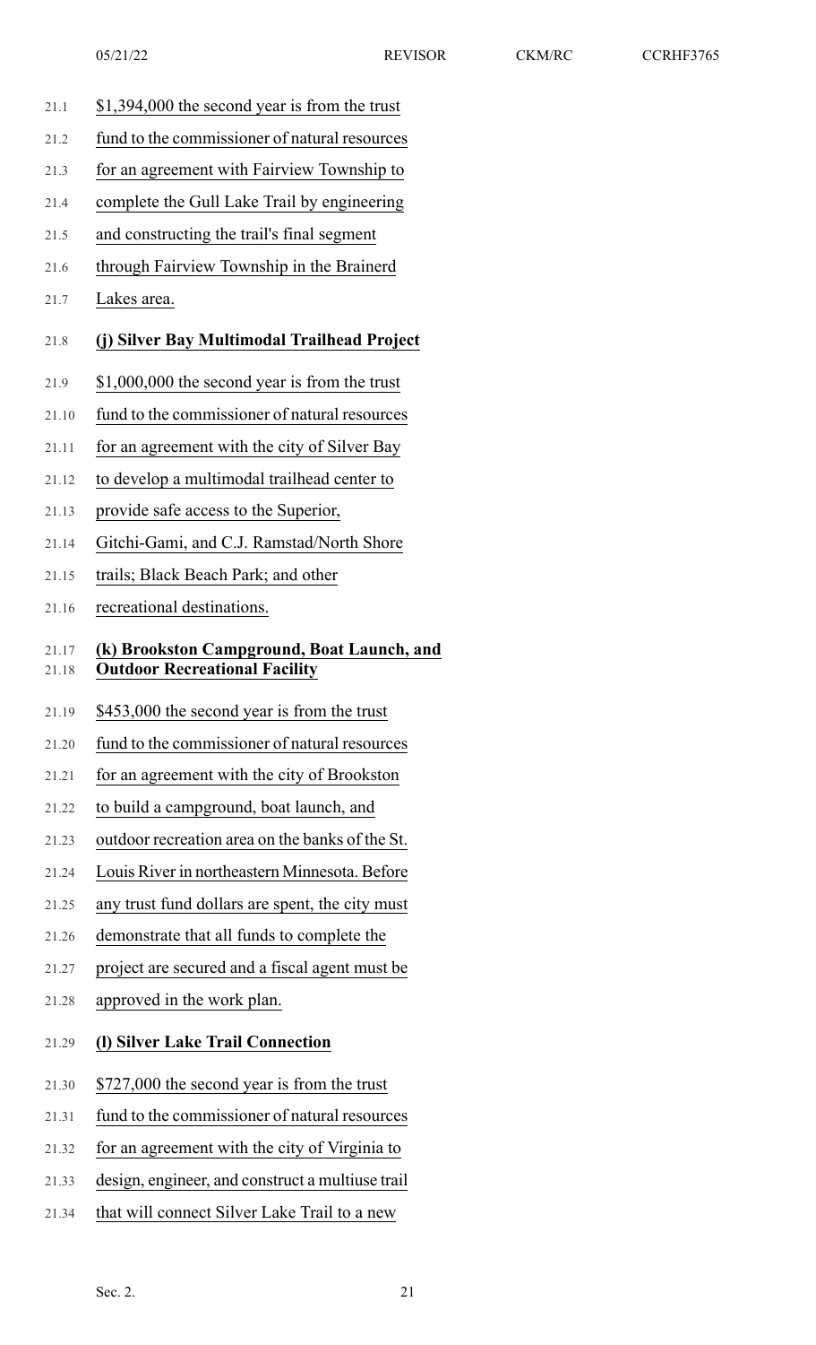$1,394,000 the second year is from the trust fund to the commissioner of natural resources for an agreement with Fairview Township to complete the Gull Lake Trail by engineering and constructing the trail's final segment through Fairview Township in the Brainerd Lakes area.

**(j) Silver Bay Multimodal Trailhead Project**

$1,000,000 the second year is from the trust fund to the commissioner of natural resources for an agreement with the city of Silver Bay to develop a multimodal trailhead center to provide safe access to the Superior, Gitchi-Gami, and C.J. Ramstad/North Shore trails; Black Beach Park; and other recreational destinations.

**(k) Brookston Campground, Boat Launch, and Outdoor Recreational Facility**

$453,000 the second year is from the trust fund to the commissioner of natural resources for an agreement with the city of Brookston to build a campground, boat launch, and outdoor recreation area on the banks of the St. Louis River in northeastern Minnesota. Before any trust fund dollars are spent, the city must demonstrate that all funds to complete the project are secured and a fiscal agent must be approved in the work plan.

**(l) Silver Lake Trail Connection**

$727,000 the second year is from the trust fund to the commissioner of natural resources for an agreement with the city of Virginia to design, engineer, and construct a multiuse trail that will connect Silver Lake Trail to a new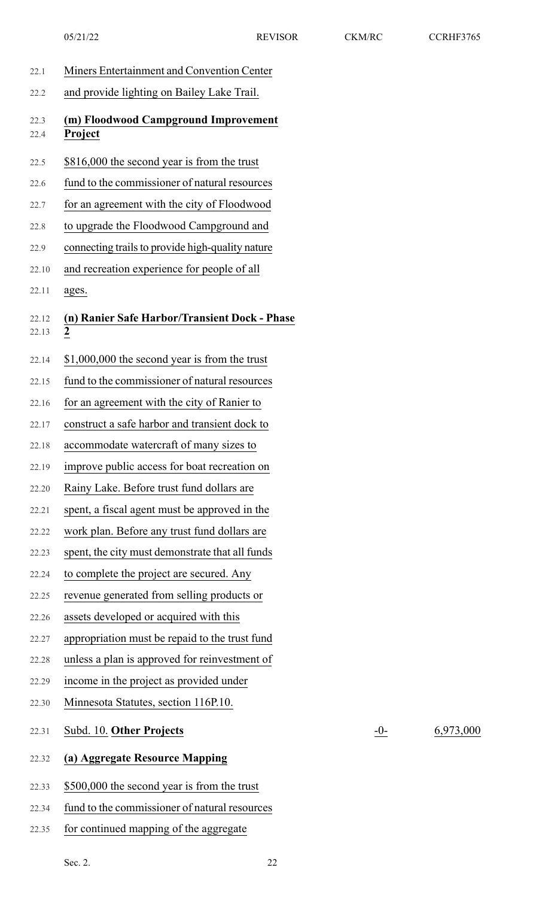Miners Entertainment and Convention Center and provide lighting on Bailey Lake Trail.

**(m) Floodwood Campground Improvement Project**

$816,000 the second year is from the trust fund to the commissioner of natural resources for an agreement with the city of Floodwood to upgrade the Floodwood Campground and connecting trails to provide high-quality nature and recreation experience for people of all ages.

**(n) Ranier Safe Harbor/Transient Dock - Phase 2**

$1,000,000 the second year is from the trust fund to the commissioner of natural resources for an agreement with the city of Ranier to construct a safe harbor and transient dock to accommodate watercraft of many sizes to improve public access for boat recreation on Rainy Lake. Before trust fund dollars are spent, a fiscal agent must be approved in the work plan. Before any trust fund dollars are spent, the city must demonstrate that all funds to complete the project are secured. Any revenue generated from selling products or assets developed or acquired with this appropriation must be repaid to the trust fund unless a plan is approved for reinvestment of income in the project as provided under Minnesota Statutes, section 116P.10.

| Subd. 10. **Other Projects** | -0- | 6,973,000 |
|---|---|---|

**(a) Aggregate Resource Mapping**

$500,000 the second year is from the trust fund to the commissioner of natural resources for continued mapping of the aggregate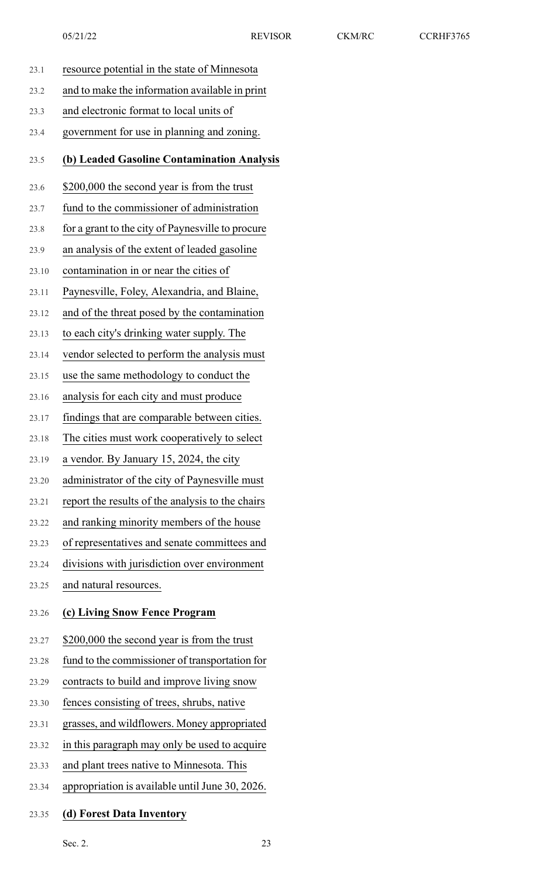resource potential in the state of Minnesota and to make the information available in print and electronic format to local units of government for use in planning and zoning.

**(b) Leaded Gasoline Contamination Analysis**

$200,000 the second year is from the trust fund to the commissioner of administration for a grant to the city of Paynesville to procure an analysis of the extent of leaded gasoline contamination in or near the cities of Paynesville, Foley, Alexandria, and Blaine, and of the threat posed by the contamination to each city's drinking water supply. The vendor selected to perform the analysis must use the same methodology to conduct the analysis for each city and must produce findings that are comparable between cities. The cities must work cooperatively to select a vendor. By January 15, 2024, the city administrator of the city of Paynesville must report the results of the analysis to the chairs and ranking minority members of the house of representatives and senate committees and divisions with jurisdiction over environment and natural resources.

**(c) Living Snow Fence Program**

$200,000 the second year is from the trust fund to the commissioner of transportation for contracts to build and improve living snow fences consisting of trees, shrubs, native grasses, and wildflowers. Money appropriated in this paragraph may only be used to acquire and plant trees native to Minnesota. This appropriation is available until June 30, 2026.

**(d) Forest Data Inventory**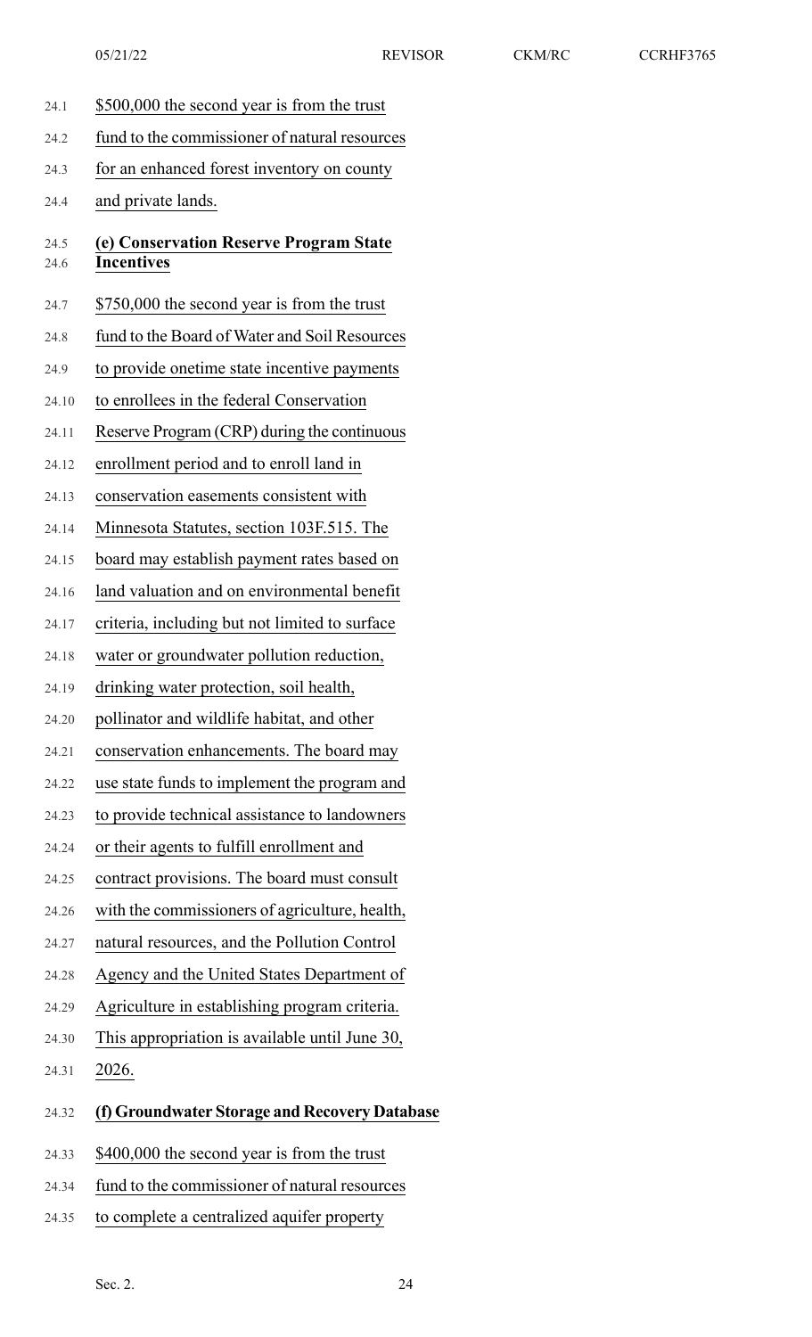$500,000 the second year is from the trust fund to the commissioner of natural resources for an enhanced forest inventory on county and private lands.

**(e) Conservation Reserve Program State Incentives**

$750,000 the second year is from the trust fund to the Board of Water and Soil Resources to provide onetime state incentive payments to enrollees in the federal Conservation Reserve Program (CRP) during the continuous enrollment period and to enroll land in conservation easements consistent with Minnesota Statutes, section 103F.515. The board may establish payment rates based on land valuation and on environmental benefit criteria, including but not limited to surface water or groundwater pollution reduction, drinking water protection, soil health, pollinator and wildlife habitat, and other conservation enhancements. The board may use state funds to implement the program and to provide technical assistance to landowners or their agents to fulfill enrollment and contract provisions. The board must consult with the commissioners of agriculture, health, natural resources, and the Pollution Control Agency and the United States Department of Agriculture in establishing program criteria. This appropriation is available until June 30, 2026.

**(f) Groundwater Storage and Recovery Database**

$400,000 the second year is from the trust fund to the commissioner of natural resources to complete a centralized aquifer property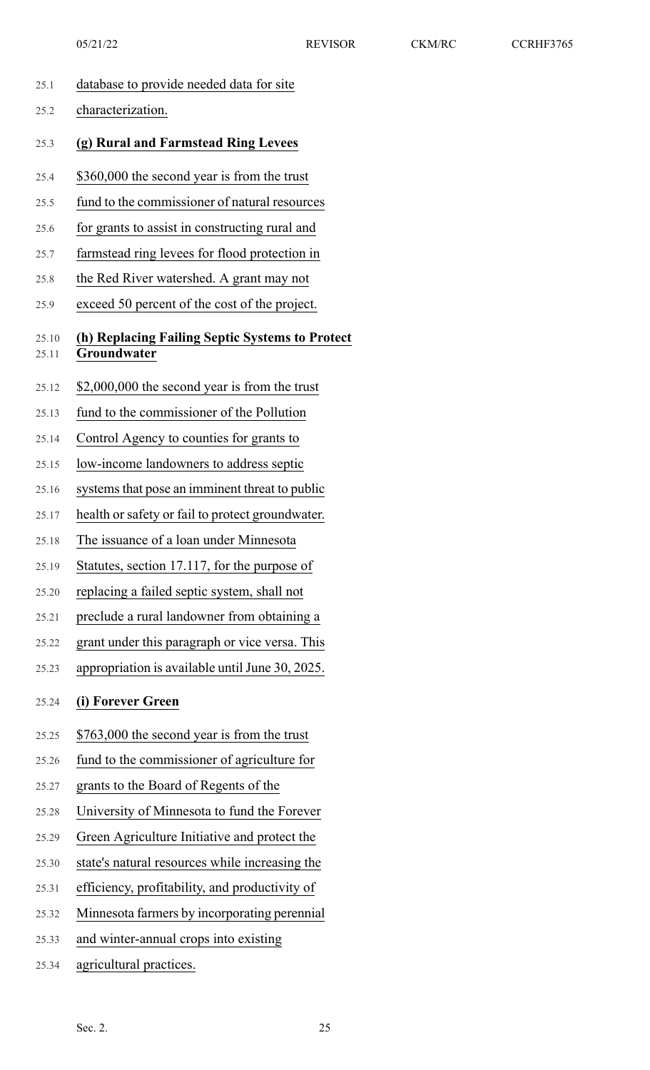database to provide needed data for site characterization.

**(g) Rural and Farmstead Ring Levees**

$360,000 the second year is from the trust fund to the commissioner of natural resources for grants to assist in constructing rural and farmstead ring levees for flood protection in the Red River watershed. A grant may not exceed 50 percent of the cost of the project.

**(h) Replacing Failing Septic Systems to Protect Groundwater**

$2,000,000 the second year is from the trust fund to the commissioner of the Pollution Control Agency to counties for grants to low-income landowners to address septic systems that pose an imminent threat to public health or safety or fail to protect groundwater. The issuance of a loan under Minnesota Statutes, section 17.117, for the purpose of replacing a failed septic system, shall not preclude a rural landowner from obtaining a grant under this paragraph or vice versa. This appropriation is available until June 30, 2025.

**(i) Forever Green**

$763,000 the second year is from the trust fund to the commissioner of agriculture for grants to the Board of Regents of the University of Minnesota to fund the Forever Green Agriculture Initiative and protect the state's natural resources while increasing the efficiency, profitability, and productivity of Minnesota farmers by incorporating perennial and winter-annual crops into existing agricultural practices.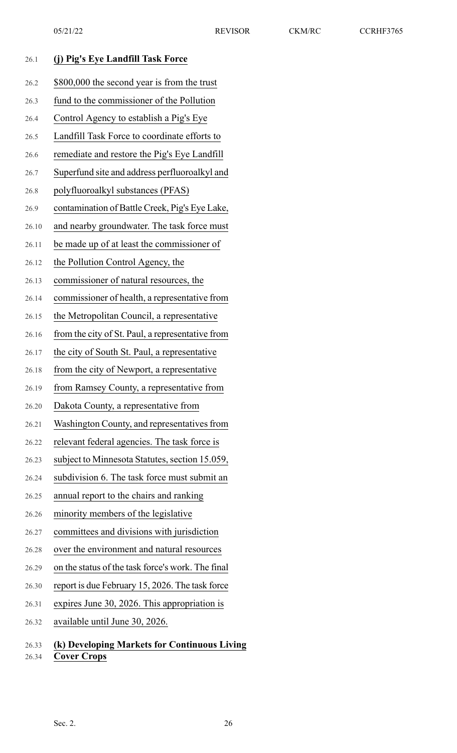**(j) Pig's Eye Landfill Task Force**

$800,000 the second year is from the trust fund to the commissioner of the Pollution Control Agency to establish a Pig's Eye Landfill Task Force to coordinate efforts to remediate and restore the Pig's Eye Landfill Superfund site and address perfluoroalkyl and polyfluoroalkyl substances (PFAS) contamination of Battle Creek, Pig's Eye Lake, and nearby groundwater. The task force must be made up of at least the commissioner of the Pollution Control Agency, the commissioner of natural resources, the commissioner of health, a representative from the Metropolitan Council, a representative from the city of St. Paul, a representative from the city of South St. Paul, a representative from the city of Newport, a representative from Ramsey County, a representative from Dakota County, a representative from Washington County, and representatives from relevant federal agencies. The task force is subject to Minnesota Statutes, section 15.059, subdivision 6. The task force must submit an annual report to the chairs and ranking minority members of the legislative committees and divisions with jurisdiction over the environment and natural resources on the status of the task force's work. The final report is due February 15, 2026. The task force expires June 30, 2026. This appropriation is available until June 30, 2026.

**(k) Developing Markets for Continuous Living Cover Crops**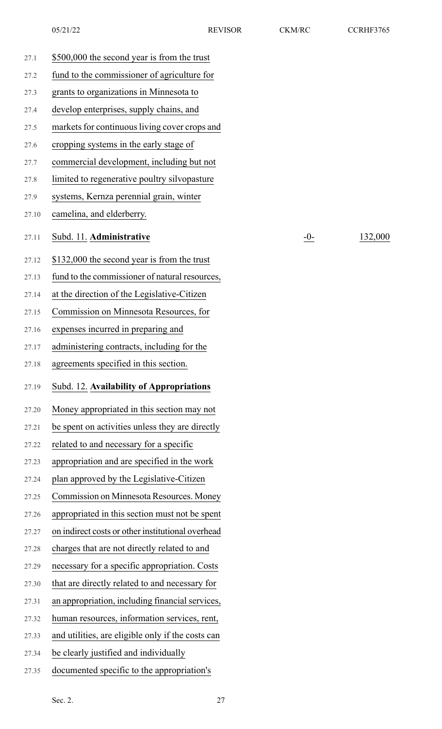$500,000 the second year is from the trust fund to the commissioner of agriculture for grants to organizations in Minnesota to develop enterprises, supply chains, and markets for continuous living cover crops and cropping systems in the early stage of commercial development, including but not limited to regenerative poultry silvopasture systems, Kernza perennial grain, winter camelina, and elderberry.

| Subd. 11. **Administrative** | -0- | 132,000 |
|---|---|---|

$132,000 the second year is from the trust fund to the commissioner of natural resources, at the direction of the Legislative-Citizen Commission on Minnesota Resources, for expenses incurred in preparing and administering contracts, including for the agreements specified in this section.

Subd. 12. **Availability of Appropriations**

Money appropriated in this section may not be spent on activities unless they are directly related to and necessary for a specific appropriation and are specified in the work plan approved by the Legislative-Citizen Commission on Minnesota Resources. Money appropriated in this section must not be spent on indirect costs or other institutional overhead charges that are not directly related to and necessary for a specific appropriation. Costs that are directly related to and necessary for an appropriation, including financial services, human resources, information services, rent, and utilities, are eligible only if the costs can be clearly justified and individually documented specific to the appropriation's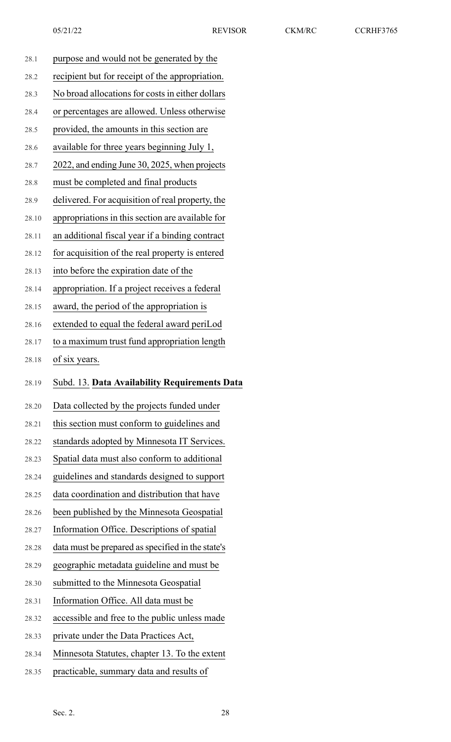purpose and would not be generated by the recipient but for receipt of the appropriation. No broad allocations for costs in either dollars or percentages are allowed. Unless otherwise provided, the amounts in this section are available for three years beginning July 1, 2022, and ending June 30, 2025, when projects must be completed and final products delivered. For acquisition of real property, the appropriations in this section are available for an additional fiscal year if a binding contract for acquisition of the real property is entered into before the expiration date of the appropriation. If a project receives a federal award, the period of the appropriation is extended to equal the federal award periLod to a maximum trust fund appropriation length of six years.

Subd. 13. **Data Availability Requirements Data**

Data collected by the projects funded under this section must conform to guidelines and standards adopted by Minnesota IT Services. Spatial data must also conform to additional guidelines and standards designed to support data coordination and distribution that have been published by the Minnesota Geospatial Information Office. Descriptions of spatial data must be prepared as specified in the state's geographic metadata guideline and must be submitted to the Minnesota Geospatial Information Office. All data must be accessible and free to the public unless made private under the Data Practices Act, Minnesota Statutes, chapter 13. To the extent practicable, summary data and results of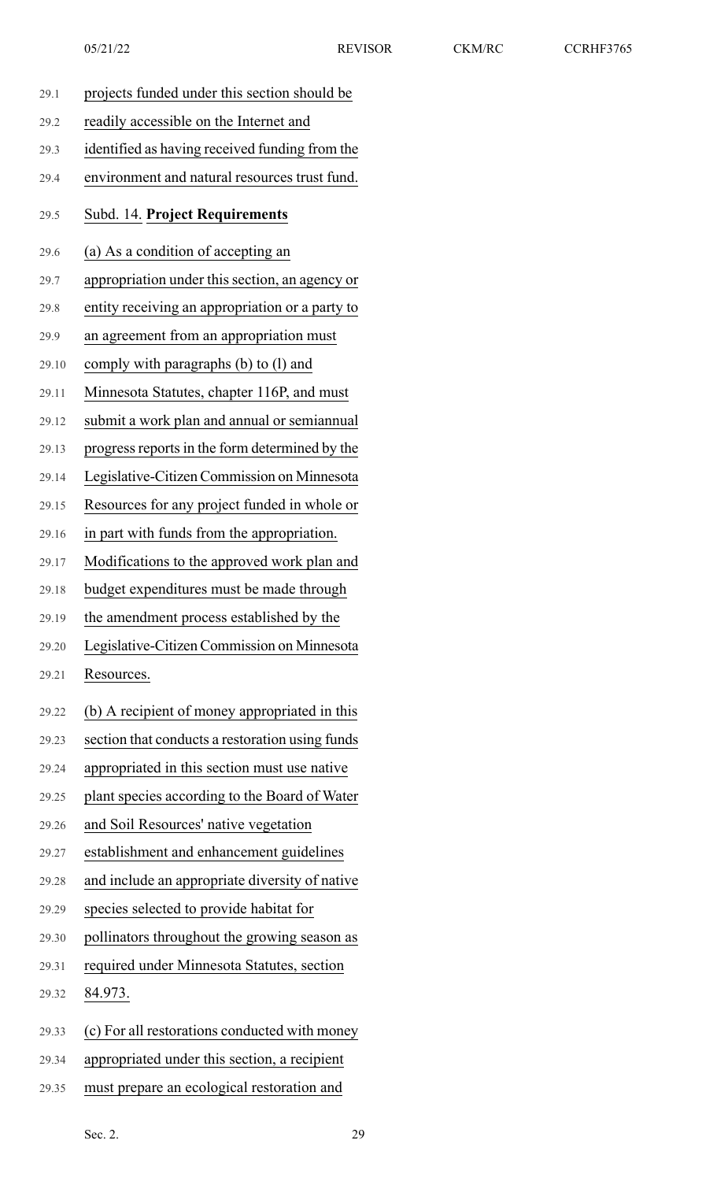projects funded under this section should be readily accessible on the Internet and identified as having received funding from the environment and natural resources trust fund.

Subd. 14. **Project Requirements**

(a) As a condition of accepting an appropriation under this section, an agency or entity receiving an appropriation or a party to an agreement from an appropriation must comply with paragraphs (b) to (l) and Minnesota Statutes, chapter 116P, and must submit a work plan and annual or semiannual progress reports in the form determined by the Legislative-Citizen Commission on Minnesota Resources for any project funded in whole or in part with funds from the appropriation. Modifications to the approved work plan and budget expenditures must be made through the amendment process established by the Legislative-Citizen Commission on Minnesota Resources.

(b) A recipient of money appropriated in this section that conducts a restoration using funds appropriated in this section must use native plant species according to the Board of Water and Soil Resources' native vegetation establishment and enhancement guidelines and include an appropriate diversity of native species selected to provide habitat for pollinators throughout the growing season as required under Minnesota Statutes, section 84.973.

(c) For all restorations conducted with money appropriated under this section, a recipient must prepare an ecological restoration and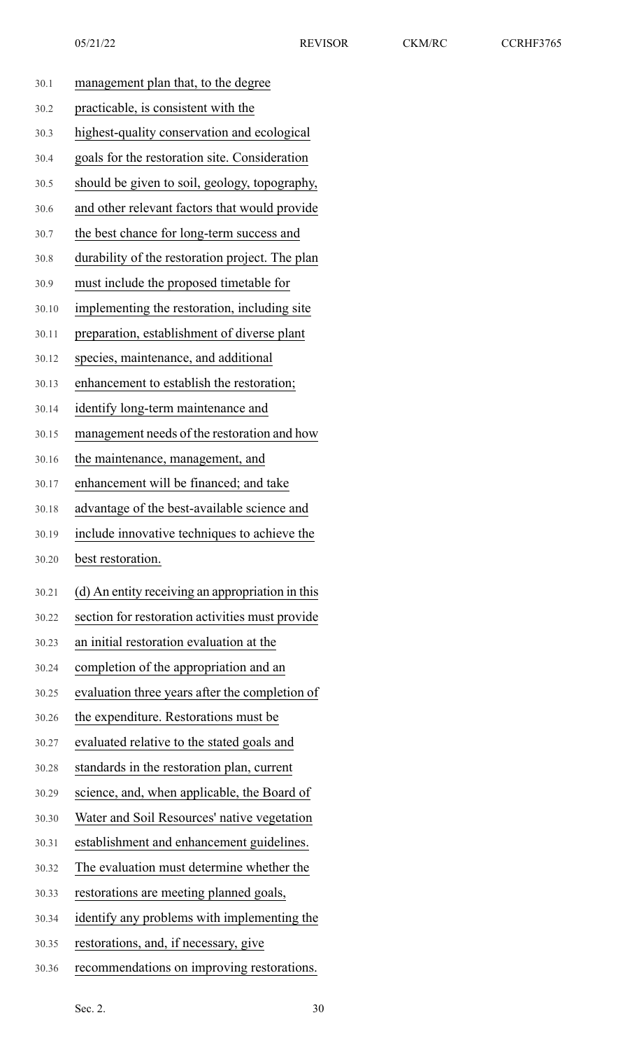management plan that, to the degree practicable, is consistent with the highest-quality conservation and ecological goals for the restoration site. Consideration should be given to soil, geology, topography, and other relevant factors that would provide the best chance for long-term success and durability of the restoration project. The plan must include the proposed timetable for implementing the restoration, including site preparation, establishment of diverse plant species, maintenance, and additional enhancement to establish the restoration; identify long-term maintenance and management needs of the restoration and how the maintenance, management, and enhancement will be financed; and take advantage of the best-available science and include innovative techniques to achieve the best restoration.

(d) An entity receiving an appropriation in this section for restoration activities must provide an initial restoration evaluation at the completion of the appropriation and an evaluation three years after the completion of the expenditure. Restorations must be evaluated relative to the stated goals and standards in the restoration plan, current science, and, when applicable, the Board of Water and Soil Resources' native vegetation establishment and enhancement guidelines. The evaluation must determine whether the restorations are meeting planned goals, identify any problems with implementing the restorations, and, if necessary, give recommendations on improving restorations.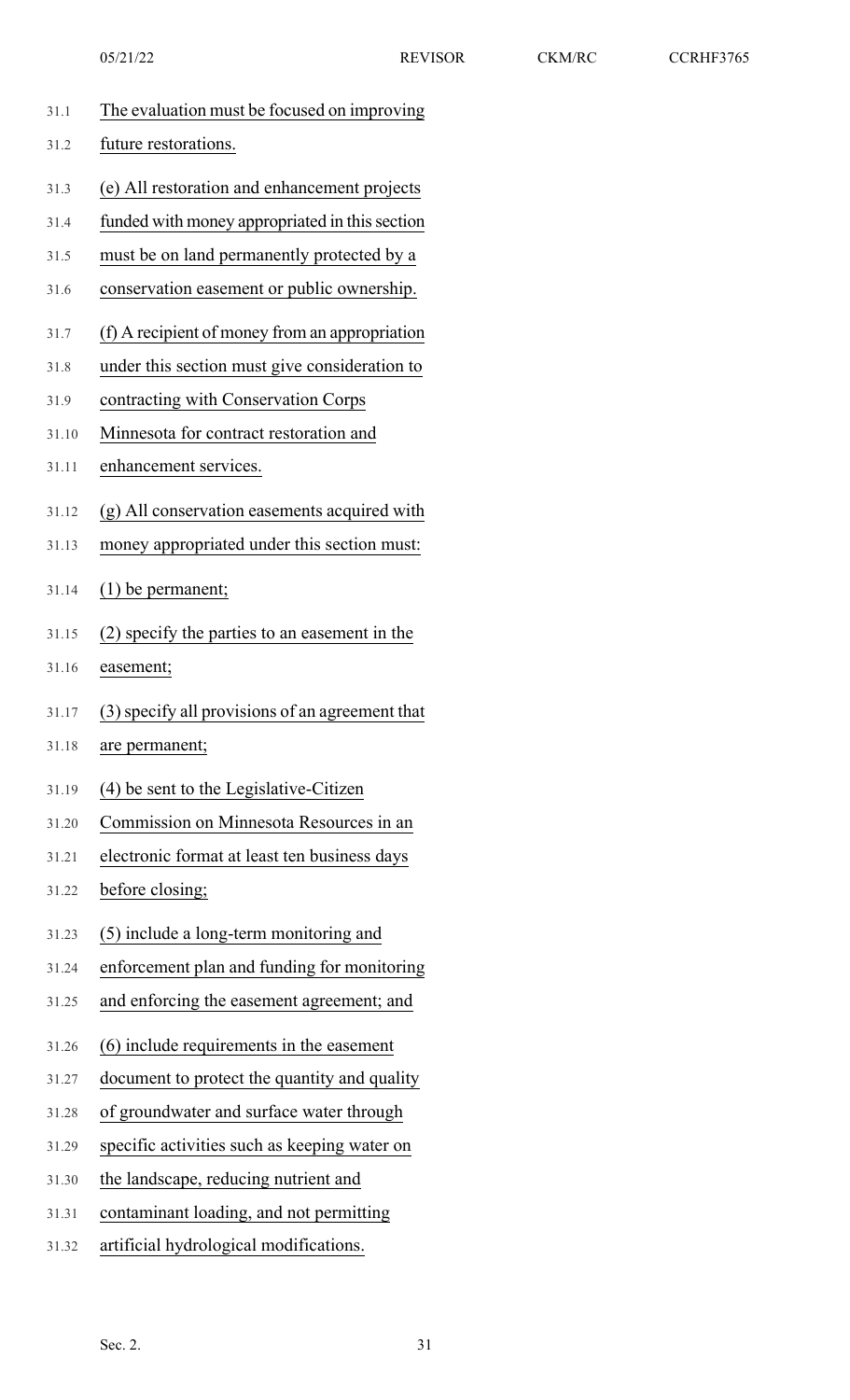The evaluation must be focused on improving future restorations.

(e) All restoration and enhancement projects funded with money appropriated in this section must be on land permanently protected by a conservation easement or public ownership.

(f) A recipient of money from an appropriation under this section must give consideration to contracting with Conservation Corps Minnesota for contract restoration and enhancement services.

(g) All conservation easements acquired with money appropriated under this section must:

(1) be permanent;

(2) specify the parties to an easement in the easement;

(3) specify all provisions of an agreement that are permanent;

(4) be sent to the Legislative-Citizen Commission on Minnesota Resources in an electronic format at least ten business days before closing;

(5) include a long-term monitoring and enforcement plan and funding for monitoring and enforcing the easement agreement; and

(6) include requirements in the easement document to protect the quantity and quality of groundwater and surface water through specific activities such as keeping water on the landscape, reducing nutrient and contaminant loading, and not permitting artificial hydrological modifications.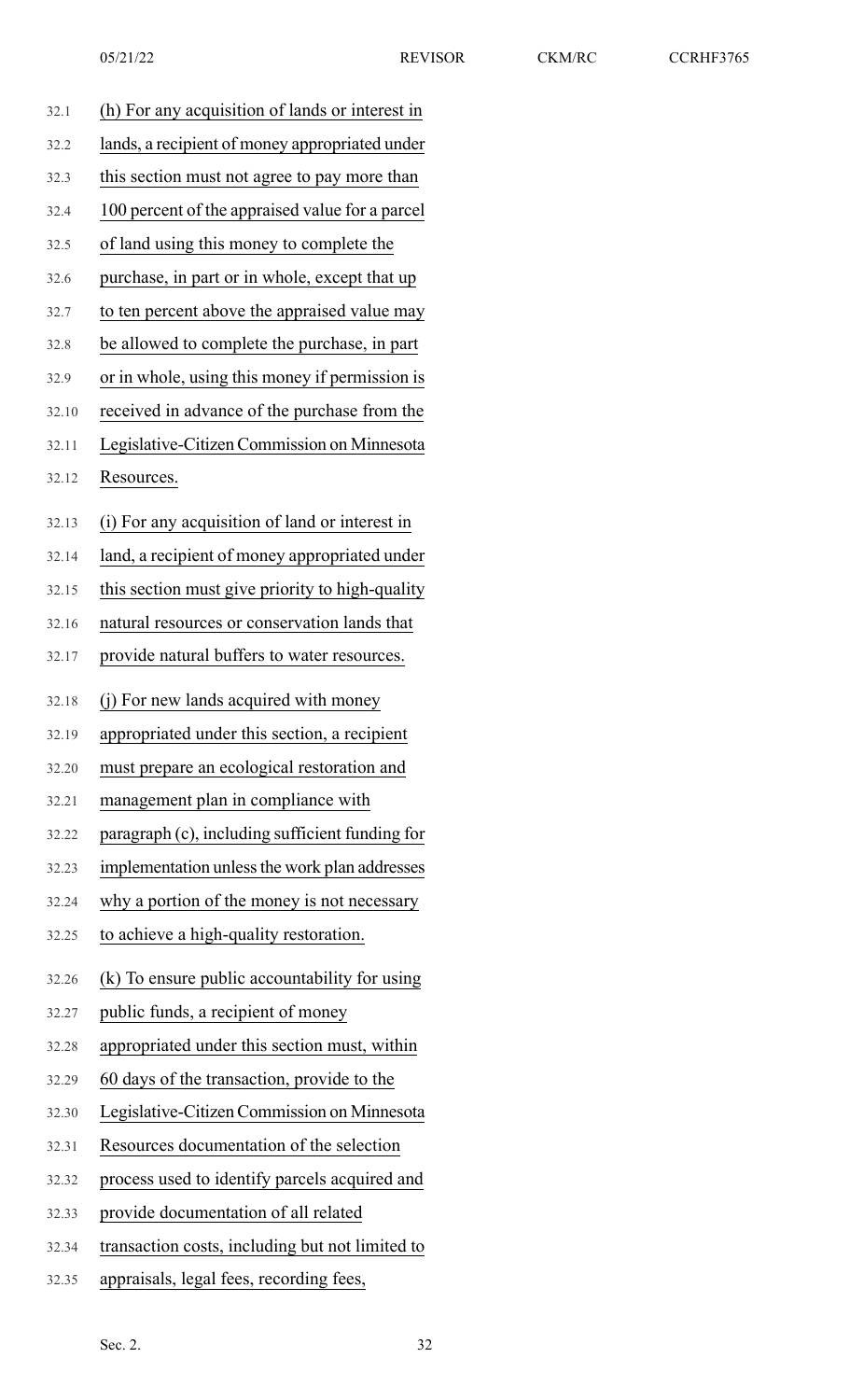(h) For any acquisition of lands or interest in lands, a recipient of money appropriated under this section must not agree to pay more than 100 percent of the appraised value for a parcel of land using this money to complete the purchase, in part or in whole, except that up to ten percent above the appraised value may be allowed to complete the purchase, in part or in whole, using this money if permission is received in advance of the purchase from the Legislative-Citizen Commission on Minnesota Resources.

(i) For any acquisition of land or interest in land, a recipient of money appropriated under this section must give priority to high-quality natural resources or conservation lands that provide natural buffers to water resources.

(j) For new lands acquired with money appropriated under this section, a recipient must prepare an ecological restoration and management plan in compliance with paragraph (c), including sufficient funding for implementation unless the work plan addresses why a portion of the money is not necessary to achieve a high-quality restoration.

(k) To ensure public accountability for using public funds, a recipient of money appropriated under this section must, within 60 days of the transaction, provide to the Legislative-Citizen Commission on Minnesota Resources documentation of the selection process used to identify parcels acquired and provide documentation of all related transaction costs, including but not limited to appraisals, legal fees, recording fees,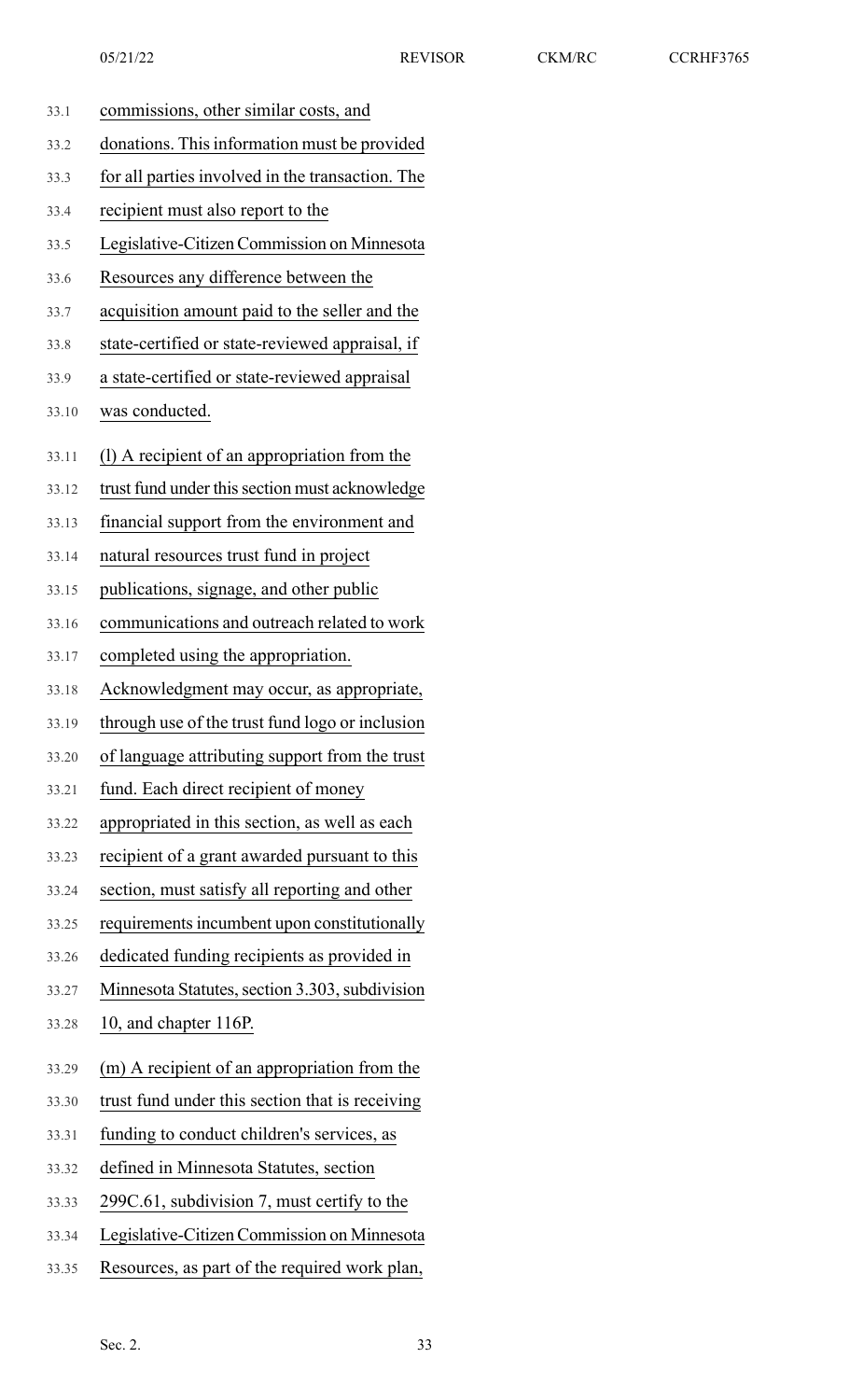commissions, other similar costs, and donations. This information must be provided for all parties involved in the transaction. The recipient must also report to the Legislative-Citizen Commission on Minnesota Resources any difference between the acquisition amount paid to the seller and the state-certified or state-reviewed appraisal, if a state-certified or state-reviewed appraisal was conducted.

(l) A recipient of an appropriation from the trust fund under this section must acknowledge financial support from the environment and natural resources trust fund in project publications, signage, and other public communications and outreach related to work completed using the appropriation. Acknowledgment may occur, as appropriate, through use of the trust fund logo or inclusion of language attributing support from the trust fund. Each direct recipient of money appropriated in this section, as well as each recipient of a grant awarded pursuant to this section, must satisfy all reporting and other requirements incumbent upon constitutionally dedicated funding recipients as provided in Minnesota Statutes, section 3.303, subdivision 10, and chapter 116P.

(m) A recipient of an appropriation from the trust fund under this section that is receiving funding to conduct children's services, as defined in Minnesota Statutes, section 299C.61, subdivision 7, must certify to the Legislative-Citizen Commission on Minnesota Resources, as part of the required work plan,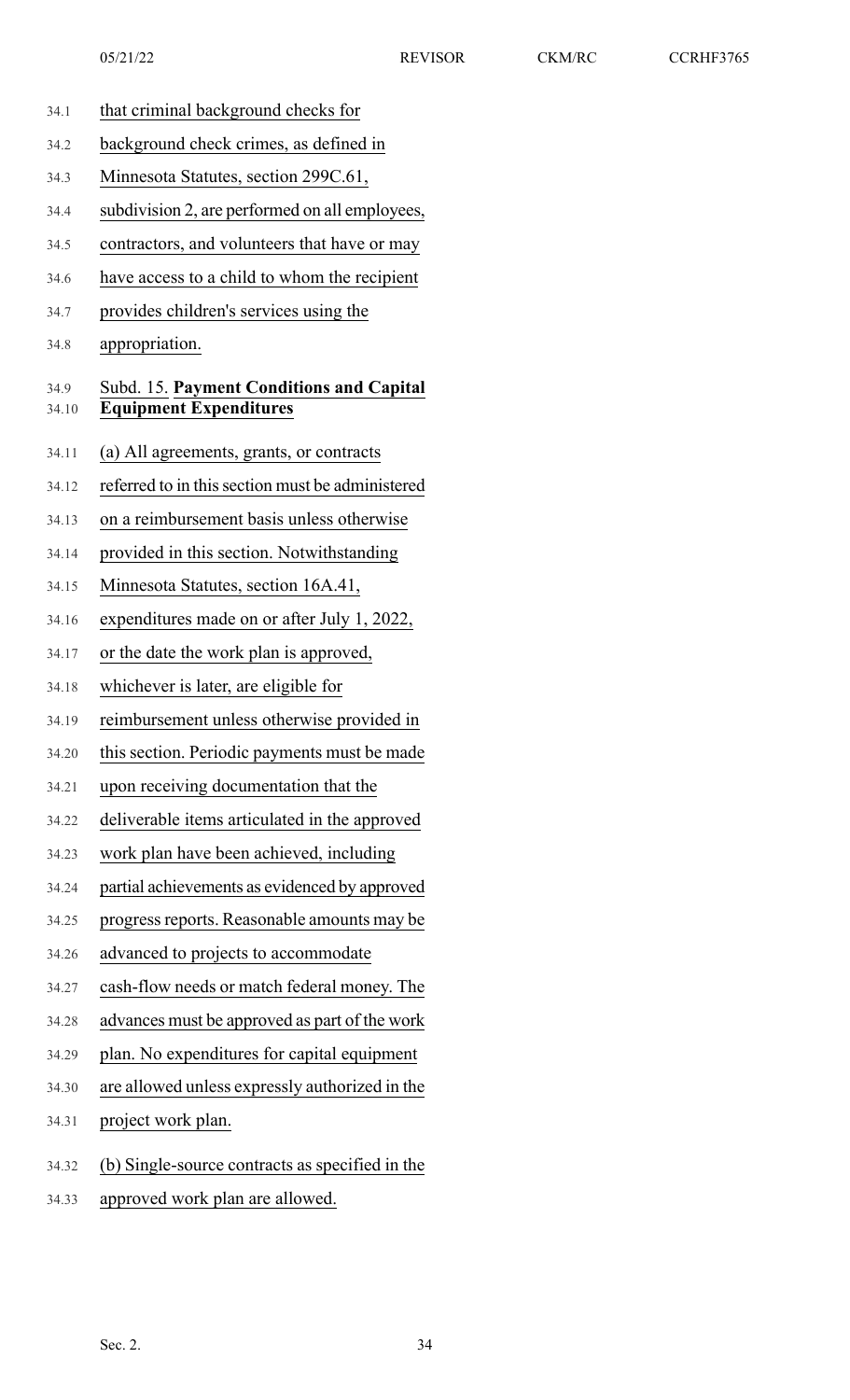that criminal background checks for background check crimes, as defined in Minnesota Statutes, section 299C.61, subdivision 2, are performed on all employees, contractors, and volunteers that have or may have access to a child to whom the recipient provides children's services using the appropriation.

Subd. 15. **Payment Conditions and Capital Equipment Expenditures**

(a) All agreements, grants, or contracts referred to in this section must be administered on a reimbursement basis unless otherwise provided in this section. Notwithstanding Minnesota Statutes, section 16A.41, expenditures made on or after July 1, 2022, or the date the work plan is approved, whichever is later, are eligible for reimbursement unless otherwise provided in this section. Periodic payments must be made upon receiving documentation that the deliverable items articulated in the approved work plan have been achieved, including partial achievements as evidenced by approved progress reports. Reasonable amounts may be advanced to projects to accommodate cash-flow needs or match federal money. The advances must be approved as part of the work plan. No expenditures for capital equipment are allowed unless expressly authorized in the project work plan.

(b) Single-source contracts as specified in the approved work plan are allowed.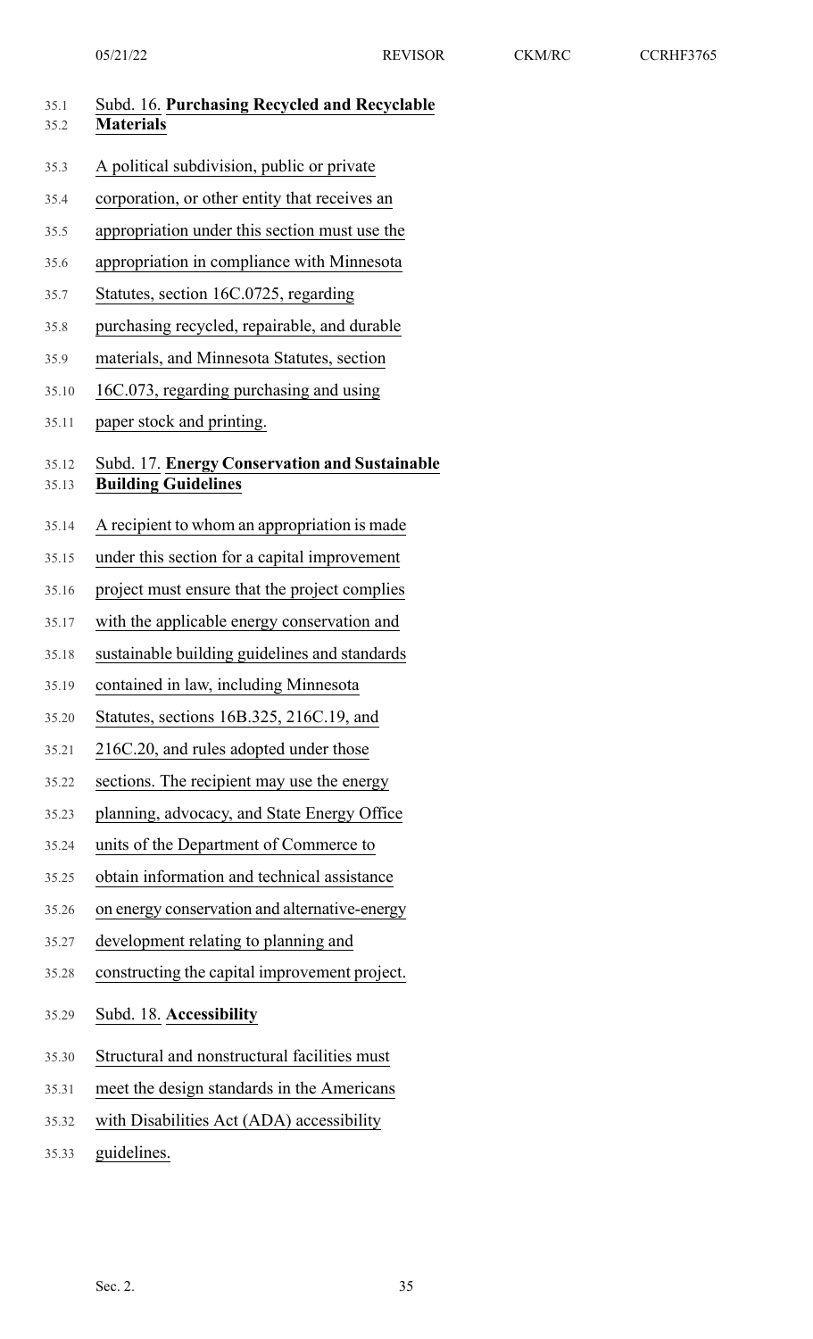Subd. 16. **Purchasing Recycled and Recyclable Materials**

A political subdivision, public or private corporation, or other entity that receives an appropriation under this section must use the appropriation in compliance with Minnesota Statutes, section 16C.0725, regarding purchasing recycled, repairable, and durable materials, and Minnesota Statutes, section 16C.073, regarding purchasing and using paper stock and printing.

Subd. 17. **Energy Conservation and Sustainable Building Guidelines**

A recipient to whom an appropriation is made under this section for a capital improvement project must ensure that the project complies with the applicable energy conservation and sustainable building guidelines and standards contained in law, including Minnesota Statutes, sections 16B.325, 216C.19, and 216C.20, and rules adopted under those sections. The recipient may use the energy planning, advocacy, and State Energy Office units of the Department of Commerce to obtain information and technical assistance on energy conservation and alternative-energy development relating to planning and constructing the capital improvement project.

Subd. 18. **Accessibility**

Structural and nonstructural facilities must meet the design standards in the Americans with Disabilities Act (ADA) accessibility guidelines.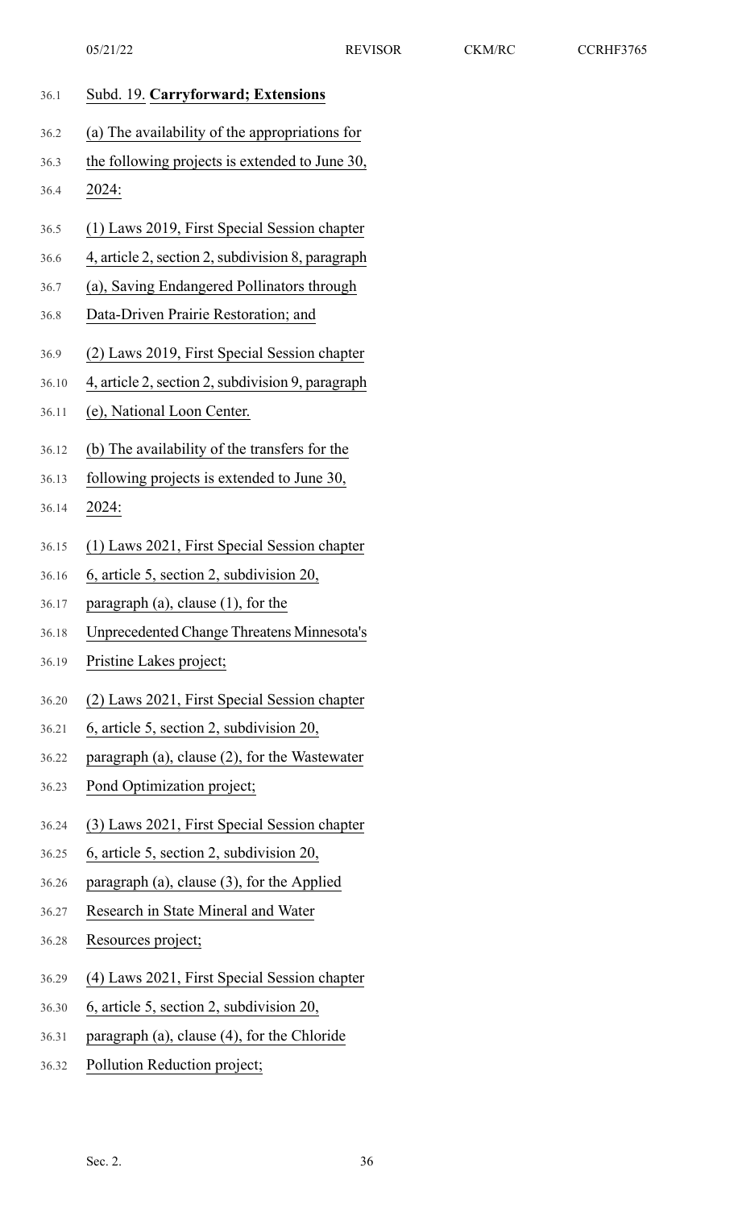Subd. 19. **Carryforward; Extensions**

(a) The availability of the appropriations for the following projects is extended to June 30, 2024:

(1) Laws 2019, First Special Session chapter 4, article 2, section 2, subdivision 8, paragraph (a), Saving Endangered Pollinators through Data-Driven Prairie Restoration; and

(2) Laws 2019, First Special Session chapter 4, article 2, section 2, subdivision 9, paragraph (e), National Loon Center.

(b) The availability of the transfers for the following projects is extended to June 30, 2024:

(1) Laws 2021, First Special Session chapter 6, article 5, section 2, subdivision 20, paragraph (a), clause (1), for the Unprecedented Change Threatens Minnesota's Pristine Lakes project;

(2) Laws 2021, First Special Session chapter 6, article 5, section 2, subdivision 20, paragraph (a), clause (2), for the Wastewater Pond Optimization project;

(3) Laws 2021, First Special Session chapter 6, article 5, section 2, subdivision 20, paragraph (a), clause (3), for the Applied Research in State Mineral and Water Resources project;

(4) Laws 2021, First Special Session chapter 6, article 5, section 2, subdivision 20, paragraph (a), clause (4), for the Chloride Pollution Reduction project;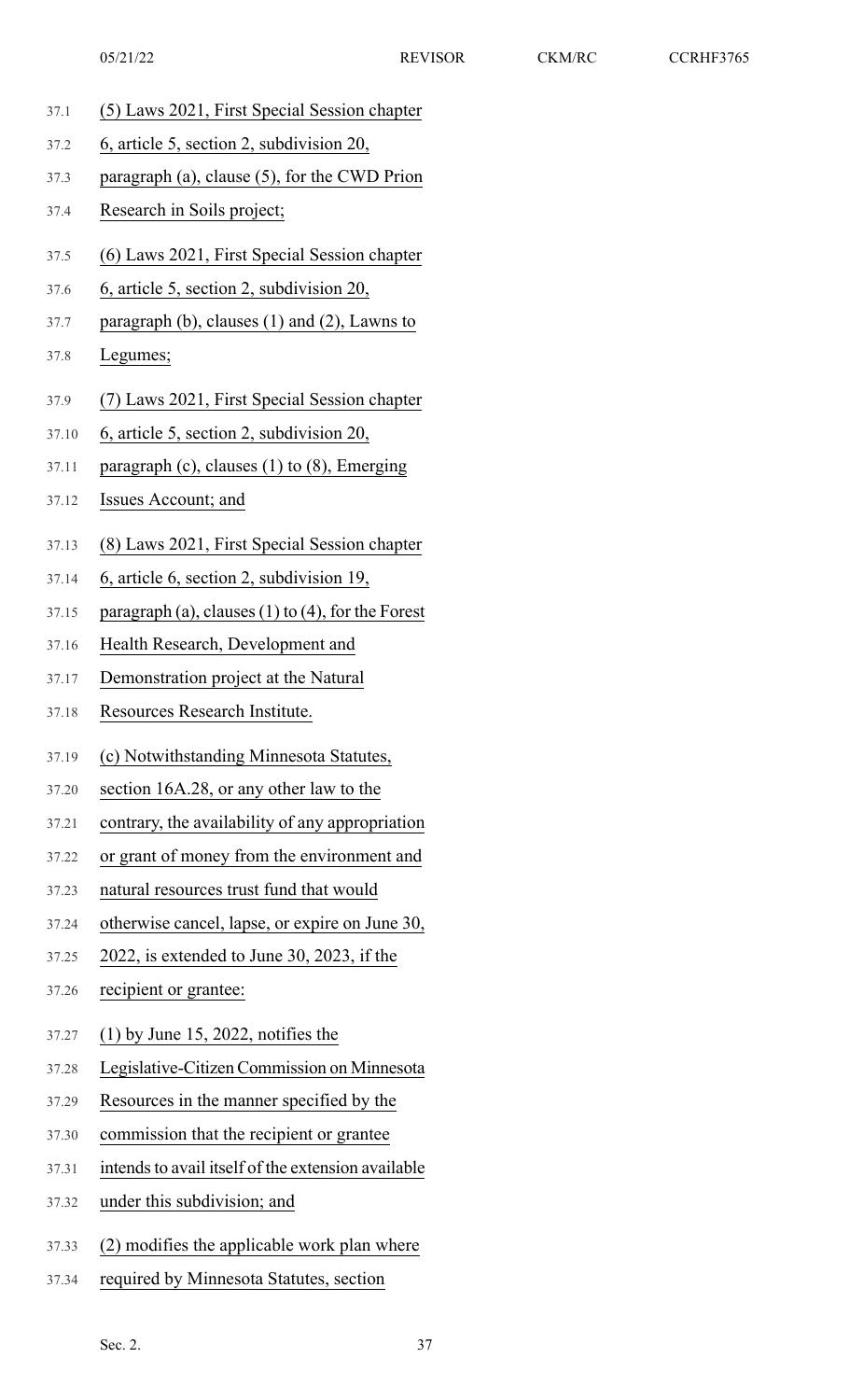(5) Laws 2021, First Special Session chapter 6, article 5, section 2, subdivision 20, paragraph (a), clause (5), for the CWD Prion Research in Soils project;

(6) Laws 2021, First Special Session chapter 6, article 5, section 2, subdivision 20, paragraph (b), clauses (1) and (2), Lawns to Legumes;

(7) Laws 2021, First Special Session chapter 6, article 5, section 2, subdivision 20, paragraph (c), clauses (1) to (8), Emerging Issues Account; and

(8) Laws 2021, First Special Session chapter 6, article 6, section 2, subdivision 19, paragraph (a), clauses (1) to (4), for the Forest Health Research, Development and Demonstration project at the Natural Resources Research Institute.

(c) Notwithstanding Minnesota Statutes, section 16A.28, or any other law to the contrary, the availability of any appropriation or grant of money from the environment and natural resources trust fund that would otherwise cancel, lapse, or expire on June 30, 2022, is extended to June 30, 2023, if the recipient or grantee:

(1) by June 15, 2022, notifies the Legislative-Citizen Commission on Minnesota Resources in the manner specified by the commission that the recipient or grantee intends to avail itself of the extension available under this subdivision; and

(2) modifies the applicable work plan where required by Minnesota Statutes, section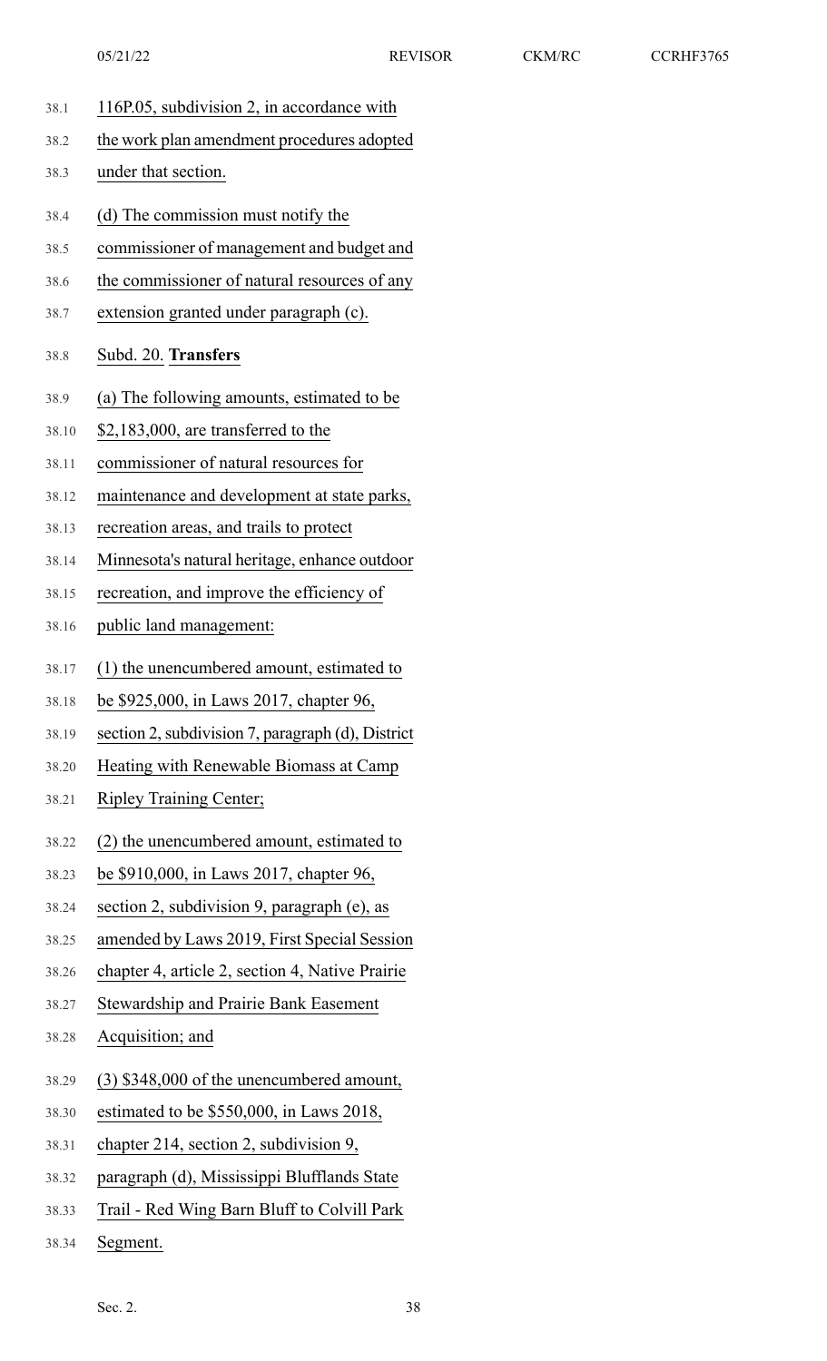116P.05, subdivision 2, in accordance with the work plan amendment procedures adopted under that section.

(d) The commission must notify the commissioner of management and budget and the commissioner of natural resources of any extension granted under paragraph (c).

Subd. 20. **Transfers**

(a) The following amounts, estimated to be $2,183,000, are transferred to the commissioner of natural resources for maintenance and development at state parks, recreation areas, and trails to protect Minnesota's natural heritage, enhance outdoor recreation, and improve the efficiency of public land management:

(1) the unencumbered amount, estimated to be $925,000, in Laws 2017, chapter 96, section 2, subdivision 7, paragraph (d), District Heating with Renewable Biomass at Camp Ripley Training Center;

(2) the unencumbered amount, estimated to be $910,000, in Laws 2017, chapter 96, section 2, subdivision 9, paragraph (e), as amended by Laws 2019, First Special Session chapter 4, article 2, section 4, Native Prairie Stewardship and Prairie Bank Easement Acquisition; and

(3) $348,000 of the unencumbered amount, estimated to be $550,000, in Laws 2018, chapter 214, section 2, subdivision 9, paragraph (d), Mississippi Blufflands State Trail - Red Wing Barn Bluff to Colvill Park Segment.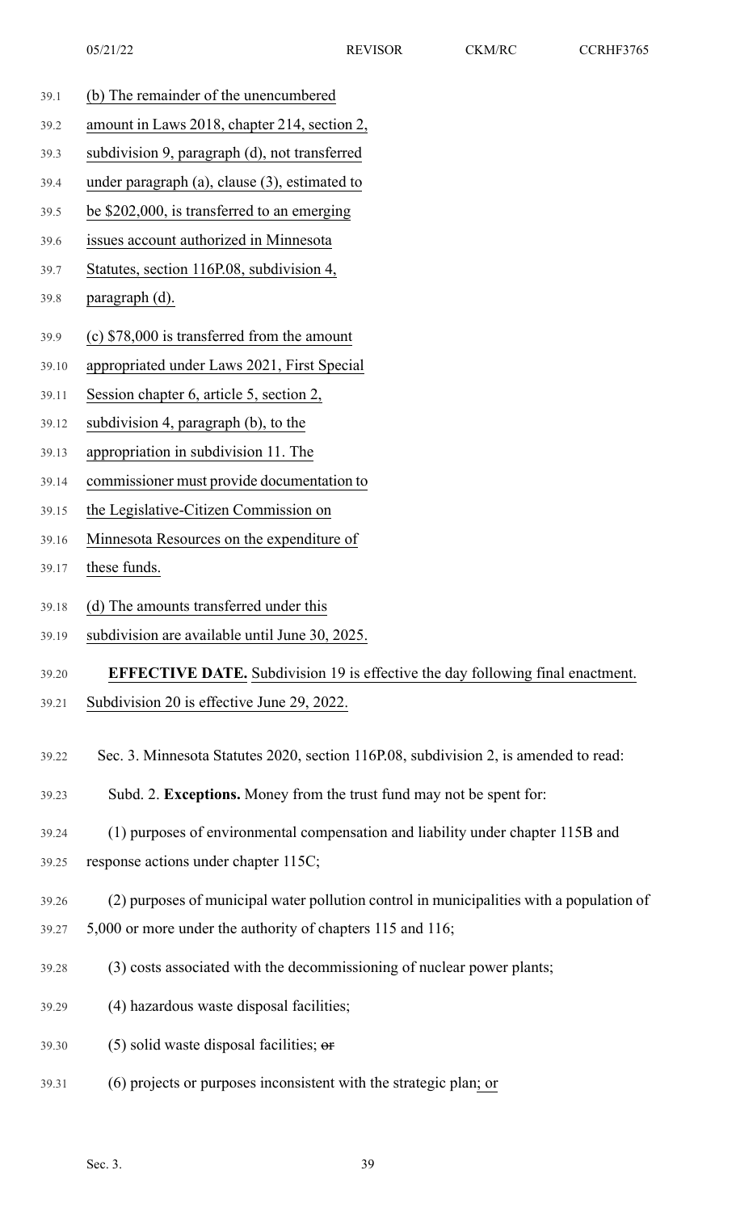(b) The remainder of the unencumbered amount in Laws 2018, chapter 214, section 2, subdivision 9, paragraph (d), not transferred under paragraph (a), clause (3), estimated to be $202,000, is transferred to an emerging issues account authorized in Minnesota Statutes, section 116P.08, subdivision 4, paragraph (d).

(c) $78,000 is transferred from the amount appropriated under Laws 2021, First Special Session chapter 6, article 5, section 2, subdivision 4, paragraph (b), to the appropriation in subdivision 11. The commissioner must provide documentation to the Legislative-Citizen Commission on Minnesota Resources on the expenditure of these funds.

(d) The amounts transferred under this subdivision are available until June 30, 2025.

**EFFECTIVE DATE.** Subdivision 19 is effective the day following final enactment. Subdivision 20 is effective June 29, 2022.

Sec. 3. Minnesota Statutes 2020, section 116P.08, subdivision 2, is amended to read:

Subd. 2. **Exceptions.** Money from the trust fund may not be spent for:

(1) purposes of environmental compensation and liability under chapter 115B and response actions under chapter 115C;

(2) purposes of municipal water pollution control in municipalities with a population of 5,000 or more under the authority of chapters 115 and 116;

(3) costs associated with the decommissioning of nuclear power plants;

(4) hazardous waste disposal facilities;

(5) solid waste disposal facilities; ~~or~~

(6) projects or purposes inconsistent with the strategic plan; or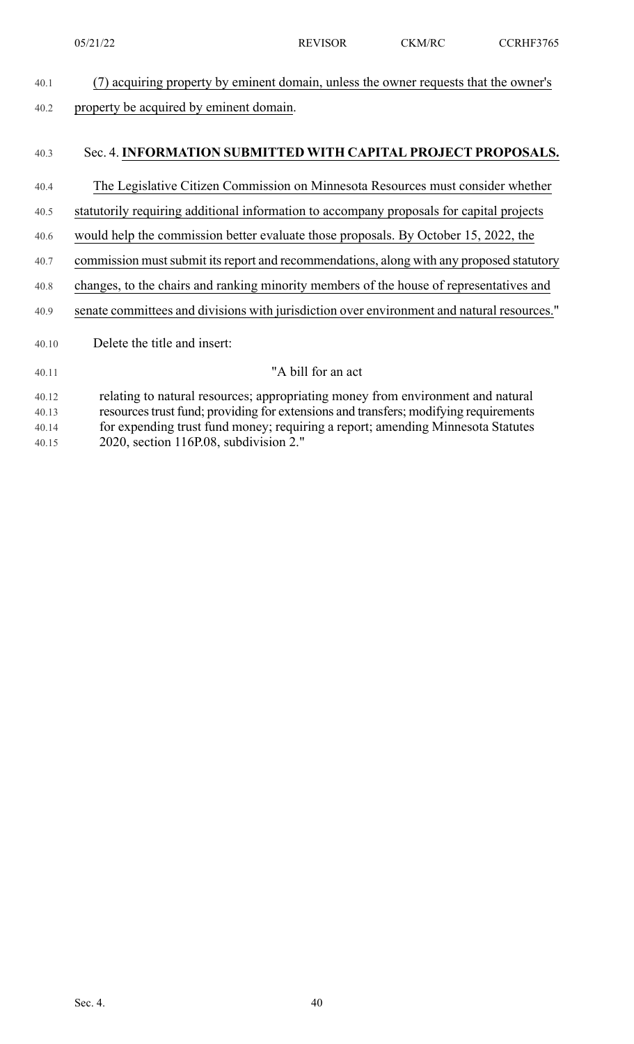(7) acquiring property by eminent domain, unless the owner requests that the owner's property be acquired by eminent domain.

Sec. 4. **INFORMATION SUBMITTED WITH CAPITAL PROJECT PROPOSALS.**

The Legislative Citizen Commission on Minnesota Resources must consider whether statutorily requiring additional information to accompany proposals for capital projects would help the commission better evaluate those proposals. By October 15, 2022, the commission must submit its report and recommendations, along with any proposed statutory changes, to the chairs and ranking minority members of the house of representatives and senate committees and divisions with jurisdiction over environment and natural resources."

Delete the title and insert:

"A bill for an act

relating to natural resources; appropriating money from environment and natural resources trust fund; providing for extensions and transfers; modifying requirements for expending trust fund money; requiring a report; amending Minnesota Statutes 2020, section 116P.08, subdivision 2."